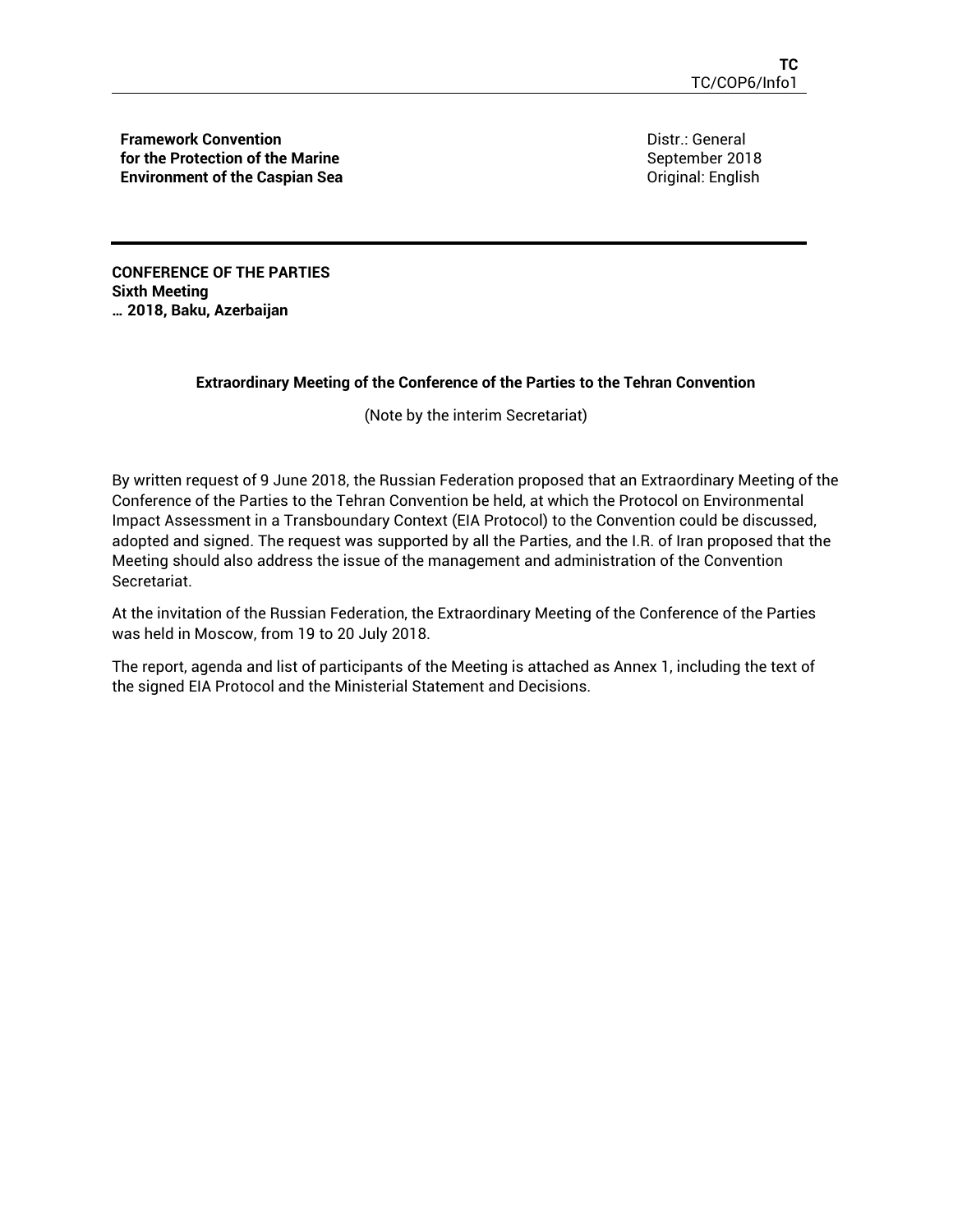**TC**
TC/COP6/Info1

**Framework Convention for the Protection of the Marine Environment of the Caspian Sea**

Distr.: General
September 2018
Original: English

**CONFERENCE OF THE PARTIES**
**Sixth Meeting**
**… 2018, Baku, Azerbaijan**

## Extraordinary Meeting of the Conference of the Parties to the Tehran Convention

(Note by the interim Secretariat)

By written request of 9 June 2018, the Russian Federation proposed that an Extraordinary Meeting of the Conference of the Parties to the Tehran Convention be held, at which the Protocol on Environmental Impact Assessment in a Transboundary Context (EIA Protocol) to the Convention could be discussed, adopted and signed. The request was supported by all the Parties, and the I.R. of Iran proposed that the Meeting should also address the issue of the management and administration of the Convention Secretariat.

At the invitation of the Russian Federation, the Extraordinary Meeting of the Conference of the Parties was held in Moscow, from 19 to 20 July 2018.

The report, agenda and list of participants of the Meeting is attached as Annex 1, including the text of the signed EIA Protocol and the Ministerial Statement and Decisions.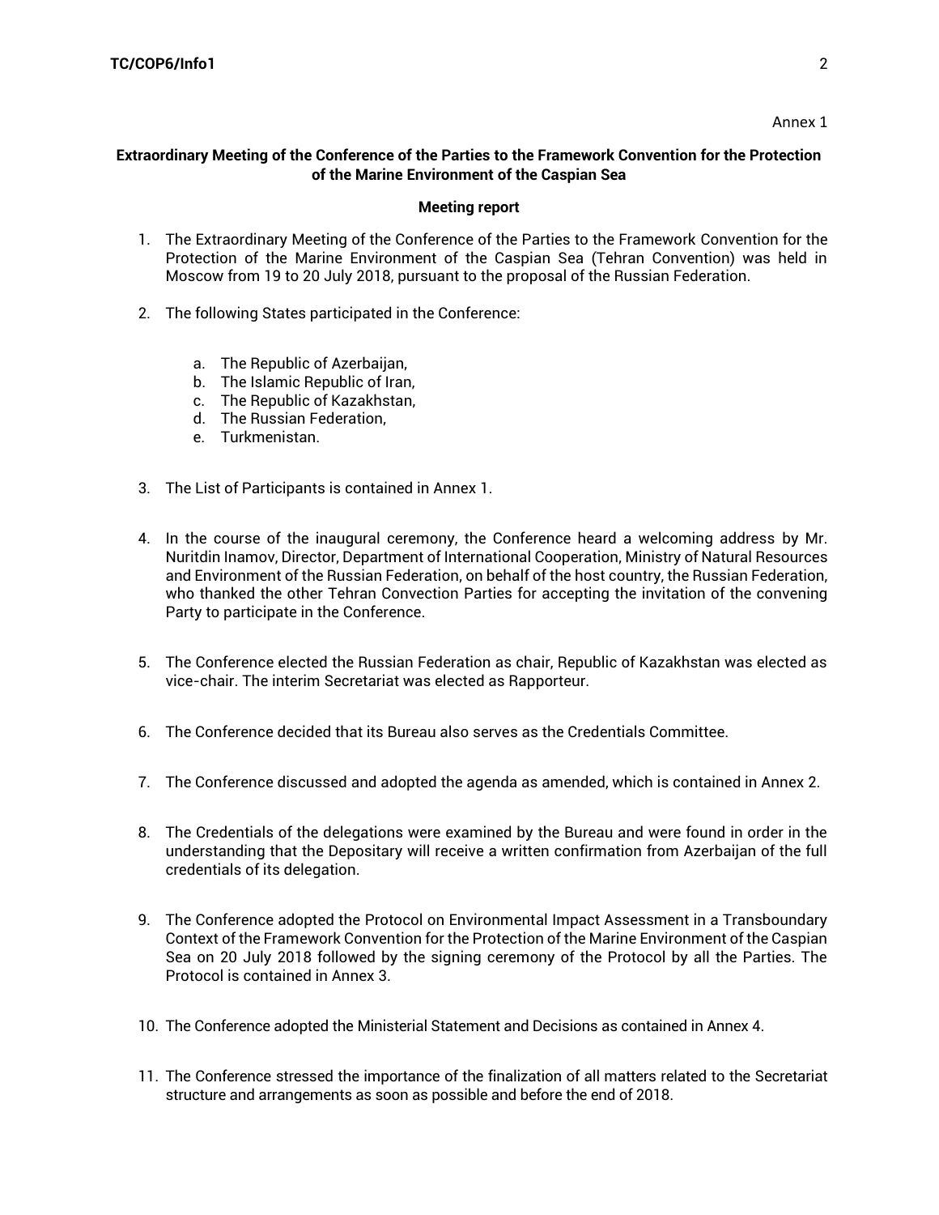Annex 1

**Extraordinary Meeting of the Conference of the Parties to the Framework Convention for the Protection of the Marine Environment of the Caspian Sea**

**Meeting report**

1. The Extraordinary Meeting of the Conference of the Parties to the Framework Convention for the Protection of the Marine Environment of the Caspian Sea (Tehran Convention) was held in Moscow from 19 to 20 July 2018, pursuant to the proposal of the Russian Federation.

2. The following States participated in the Conference:

   a. The Republic of Azerbaijan,
   b. The Islamic Republic of Iran,
   c. The Republic of Kazakhstan,
   d. The Russian Federation,
   e. Turkmenistan.

3. The List of Participants is contained in Annex 1.

4. In the course of the inaugural ceremony, the Conference heard a welcoming address by Mr. Nuritdin Inamov, Director, Department of International Cooperation, Ministry of Natural Resources and Environment of the Russian Federation, on behalf of the host country, the Russian Federation, who thanked the other Tehran Convection Parties for accepting the invitation of the convening Party to participate in the Conference.

5. The Conference elected the Russian Federation as chair, Republic of Kazakhstan was elected as vice-chair. The interim Secretariat was elected as Rapporteur.

6. The Conference decided that its Bureau also serves as the Credentials Committee.

7. The Conference discussed and adopted the agenda as amended, which is contained in Annex 2.

8. The Credentials of the delegations were examined by the Bureau and were found in order in the understanding that the Depositary will receive a written confirmation from Azerbaijan of the full credentials of its delegation.

9. The Conference adopted the Protocol on Environmental Impact Assessment in a Transboundary Context of the Framework Convention for the Protection of the Marine Environment of the Caspian Sea on 20 July 2018 followed by the signing ceremony of the Protocol by all the Parties. The Protocol is contained in Annex 3.

10. The Conference adopted the Ministerial Statement and Decisions as contained in Annex 4.

11. The Conference stressed the importance of the finalization of all matters related to the Secretariat structure and arrangements as soon as possible and before the end of 2018.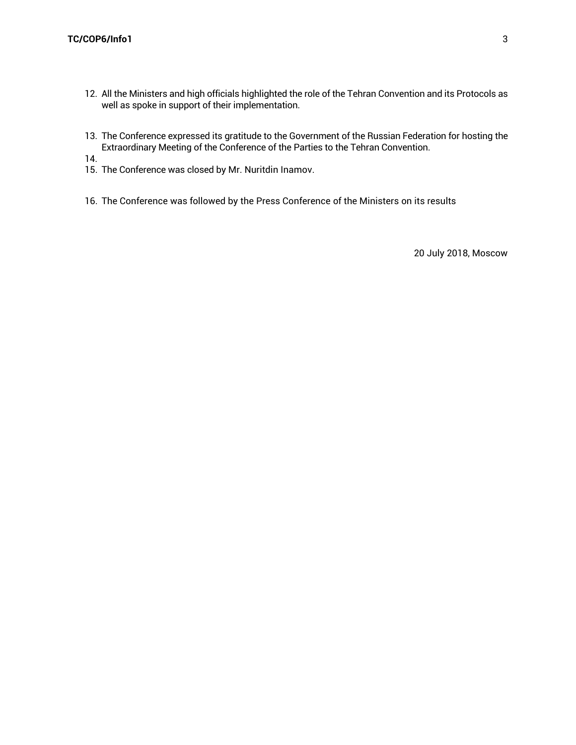12. All the Ministers and high officials highlighted the role of the Tehran Convention and its Protocols as well as spoke in support of their implementation.

13. The Conference expressed its gratitude to the Government of the Russian Federation for hosting the Extraordinary Meeting of the Conference of the Parties to the Tehran Convention.

14.

15. The Conference was closed by Mr. Nuritdin Inamov.

16. The Conference was followed by the Press Conference of the Ministers on its results

20 July 2018, Moscow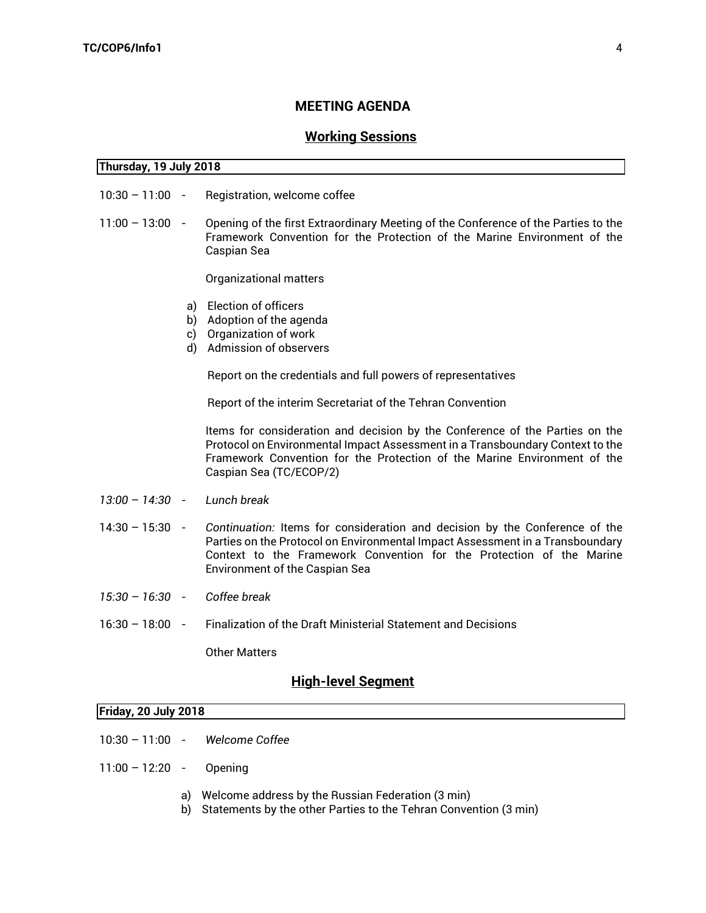## MEETING AGENDA

### Working Sessions

**Thursday, 19 July 2018**

10:30 – 11:00 - Registration, welcome coffee

11:00 – 13:00 - Opening of the first Extraordinary Meeting of the Conference of the Parties to the Framework Convention for the Protection of the Marine Environment of the Caspian Sea

Organizational matters

a) Election of officers
b) Adoption of the agenda
c) Organization of work
d) Admission of observers

Report on the credentials and full powers of representatives

Report of the interim Secretariat of the Tehran Convention

Items for consideration and decision by the Conference of the Parties on the Protocol on Environmental Impact Assessment in a Transboundary Context to the Framework Convention for the Protection of the Marine Environment of the Caspian Sea (TC/ECOP/2)

*13:00 – 14:30 - Lunch break*

14:30 – 15:30 - *Continuation:* Items for consideration and decision by the Conference of the Parties on the Protocol on Environmental Impact Assessment in a Transboundary Context to the Framework Convention for the Protection of the Marine Environment of the Caspian Sea

*15:30 – 16:30 - Coffee break*

16:30 – 18:00 - Finalization of the Draft Ministerial Statement and Decisions

Other Matters

### High-level Segment

**Friday, 20 July 2018**

10:30 – 11:00 - *Welcome Coffee*

11:00 – 12:20 - Opening

a) Welcome address by the Russian Federation (3 min)
b) Statements by the other Parties to the Tehran Convention (3 min)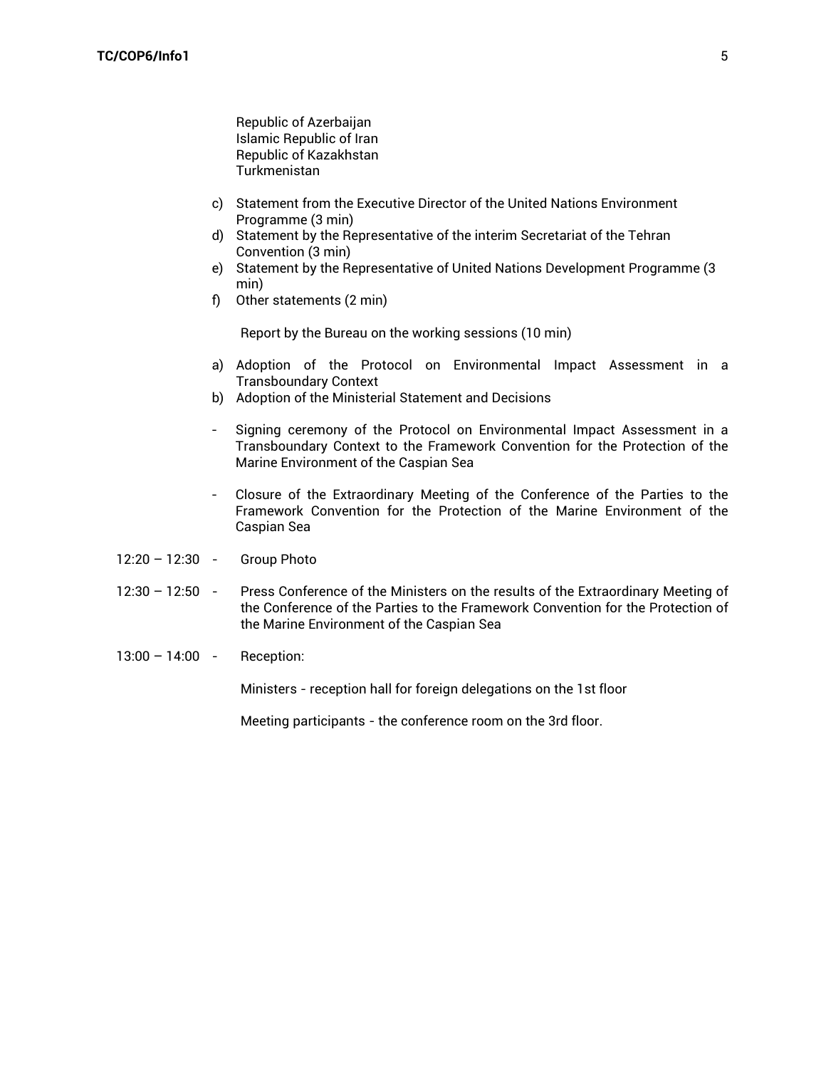Republic of Azerbaijan
Islamic Republic of Iran
Republic of Kazakhstan
Turkmenistan

c) Statement from the Executive Director of the United Nations Environment Programme (3 min)
d) Statement by the Representative of the interim Secretariat of the Tehran Convention (3 min)
e) Statement by the Representative of United Nations Development Programme (3 min)
f) Other statements (2 min)

Report by the Bureau on the working sessions (10 min)

a) Adoption of the Protocol on Environmental Impact Assessment in a Transboundary Context
b) Adoption of the Ministerial Statement and Decisions

- Signing ceremony of the Protocol on Environmental Impact Assessment in a Transboundary Context to the Framework Convention for the Protection of the Marine Environment of the Caspian Sea

- Closure of the Extraordinary Meeting of the Conference of the Parties to the Framework Convention for the Protection of the Marine Environment of the Caspian Sea

12:20 – 12:30 - Group Photo

12:30 – 12:50 - Press Conference of the Ministers on the results of the Extraordinary Meeting of the Conference of the Parties to the Framework Convention for the Protection of the Marine Environment of the Caspian Sea

13:00 – 14:00 - Reception:

Ministers - reception hall for foreign delegations on the 1st floor

Meeting participants - the conference room on the 3rd floor.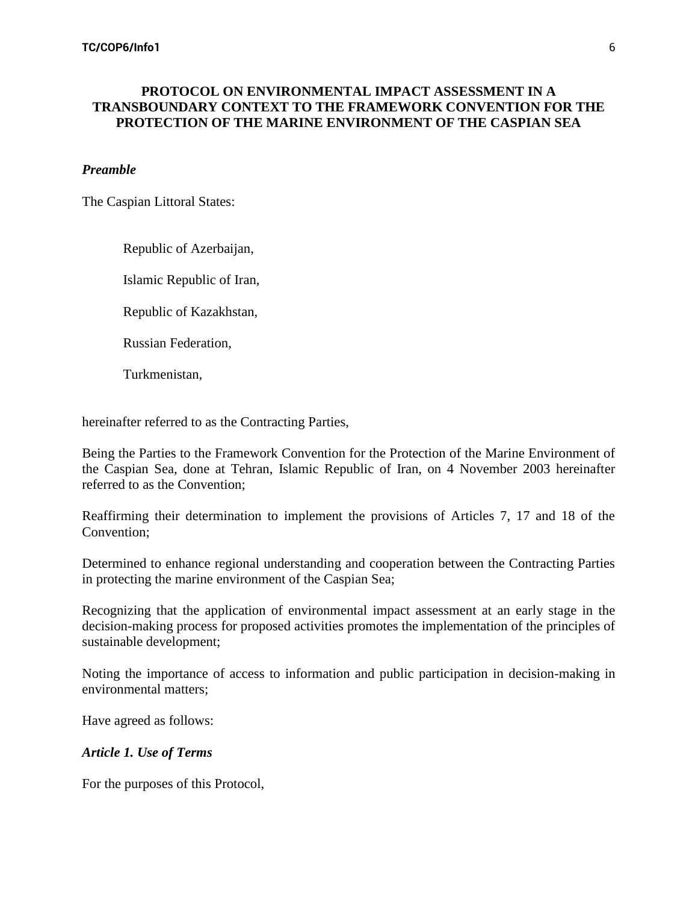# PROTOCOL ON ENVIRONMENTAL IMPACT ASSESSMENT IN A TRANSBOUNDARY CONTEXT TO THE FRAMEWORK CONVENTION FOR THE PROTECTION OF THE MARINE ENVIRONMENT OF THE CASPIAN SEA

***Preamble***

The Caspian Littoral States:

Republic of Azerbaijan,

Islamic Republic of Iran,

Republic of Kazakhstan,

Russian Federation,

Turkmenistan,

hereinafter referred to as the Contracting Parties,

Being the Parties to the Framework Convention for the Protection of the Marine Environment of the Caspian Sea, done at Tehran, Islamic Republic of Iran, on 4 November 2003 hereinafter referred to as the Convention;

Reaffirming their determination to implement the provisions of Articles 7, 17 and 18 of the Convention;

Determined to enhance regional understanding and cooperation between the Contracting Parties in protecting the marine environment of the Caspian Sea;

Recognizing that the application of environmental impact assessment at an early stage in the decision-making process for proposed activities promotes the implementation of the principles of sustainable development;

Noting the importance of access to information and public participation in decision-making in environmental matters;

Have agreed as follows:

***Article 1. Use of Terms***

For the purposes of this Protocol,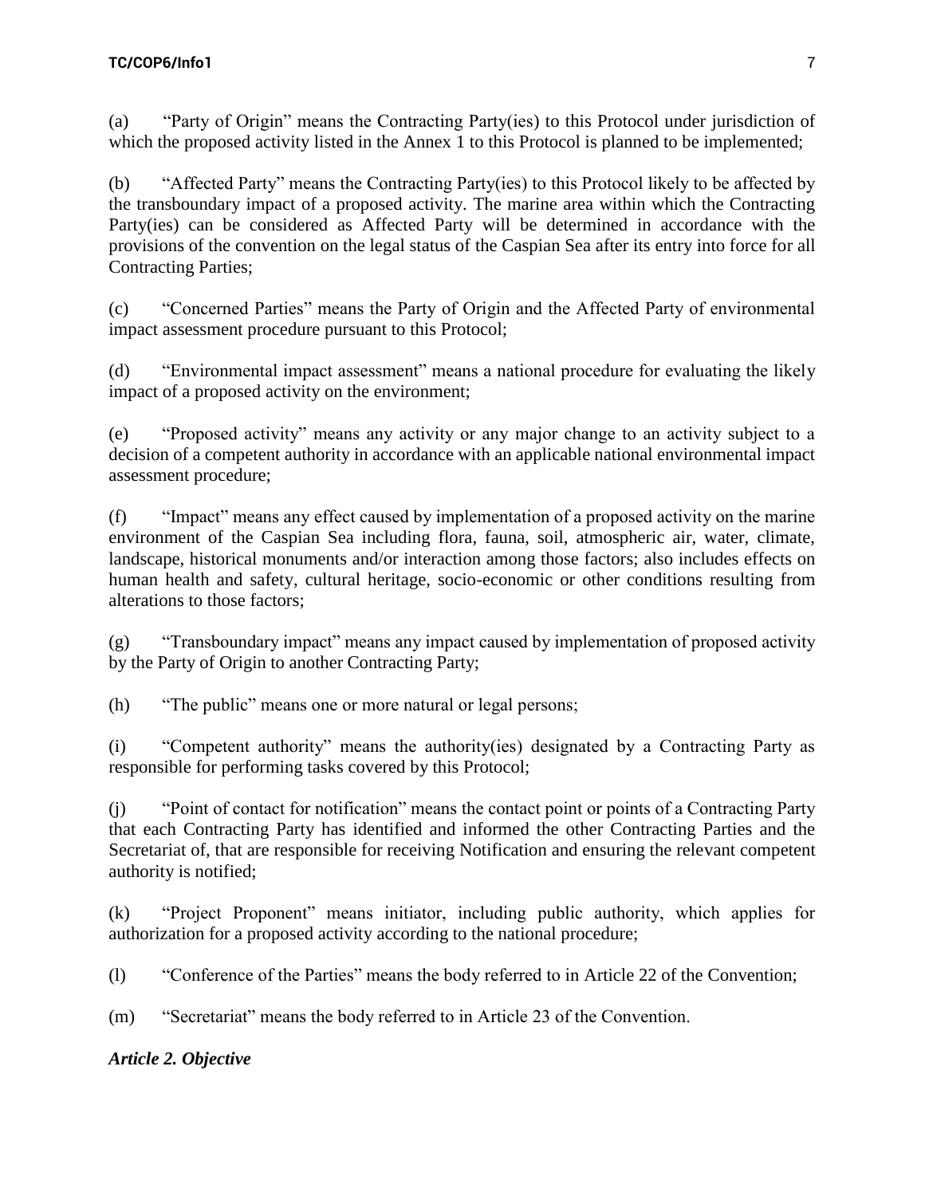(a) “Party of Origin” means the Contracting Party(ies) to this Protocol under jurisdiction of which the proposed activity listed in the Annex 1 to this Protocol is planned to be implemented;

(b) “Affected Party” means the Contracting Party(ies) to this Protocol likely to be affected by the transboundary impact of a proposed activity. The marine area within which the Contracting Party(ies) can be considered as Affected Party will be determined in accordance with the provisions of the convention on the legal status of the Caspian Sea after its entry into force for all Contracting Parties;

(c) “Concerned Parties” means the Party of Origin and the Affected Party of environmental impact assessment procedure pursuant to this Protocol;

(d) “Environmental impact assessment” means a national procedure for evaluating the likely impact of a proposed activity on the environment;

(e) “Proposed activity” means any activity or any major change to an activity subject to a decision of a competent authority in accordance with an applicable national environmental impact assessment procedure;

(f) “Impact” means any effect caused by implementation of a proposed activity on the marine environment of the Caspian Sea including flora, fauna, soil, atmospheric air, water, climate, landscape, historical monuments and/or interaction among those factors; also includes effects on human health and safety, cultural heritage, socio-economic or other conditions resulting from alterations to those factors;

(g) “Transboundary impact” means any impact caused by implementation of proposed activity by the Party of Origin to another Contracting Party;

(h) “The public” means one or more natural or legal persons;

(i) “Competent authority” means the authority(ies) designated by a Contracting Party as responsible for performing tasks covered by this Protocol;

(j) “Point of contact for notification” means the contact point or points of a Contracting Party that each Contracting Party has identified and informed the other Contracting Parties and the Secretariat of, that are responsible for receiving Notification and ensuring the relevant competent authority is notified;

(k) “Project Proponent” means initiator, including public authority, which applies for authorization for a proposed activity according to the national procedure;

(l) “Conference of the Parties” means the body referred to in Article 22 of the Convention;

(m) “Secretariat” means the body referred to in Article 23 of the Convention.

***Article 2. Objective***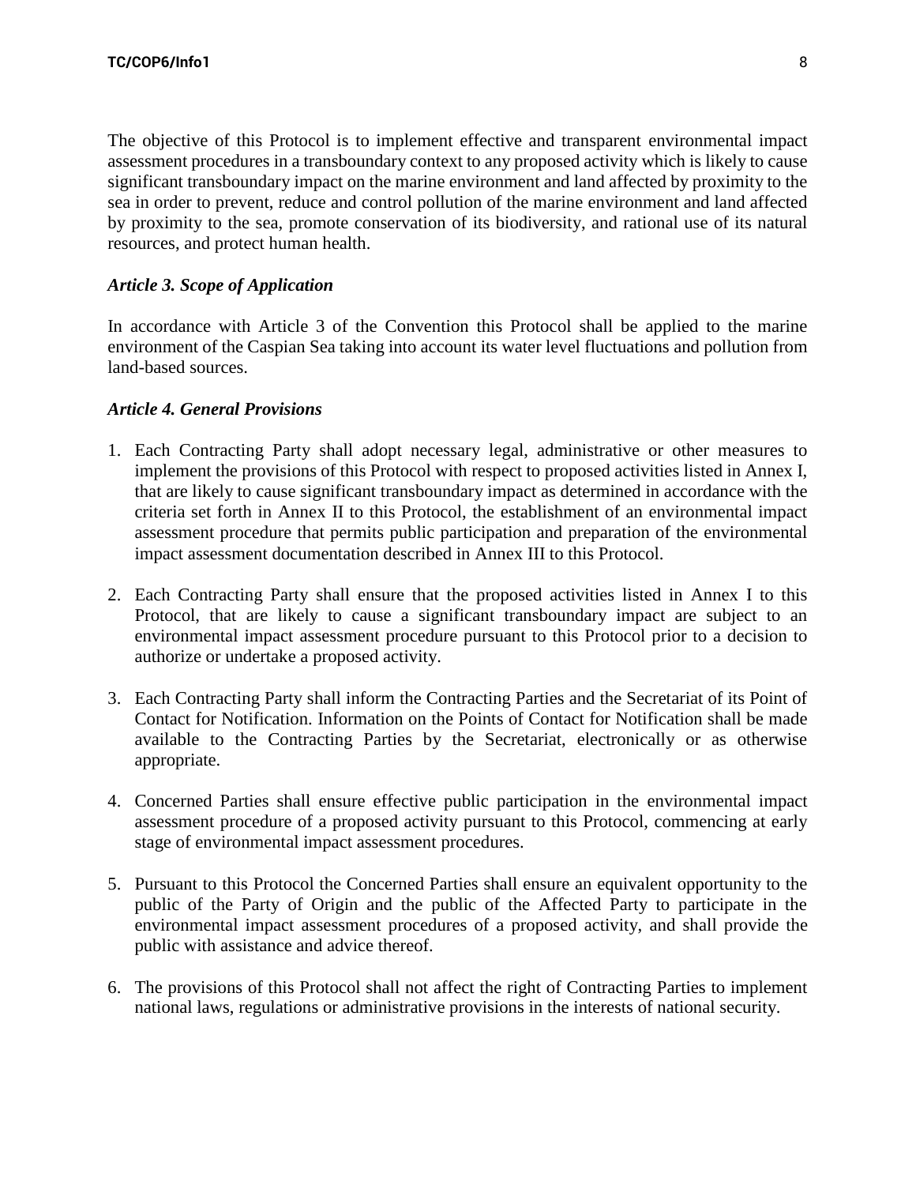The objective of this Protocol is to implement effective and transparent environmental impact assessment procedures in a transboundary context to any proposed activity which is likely to cause significant transboundary impact on the marine environment and land affected by proximity to the sea in order to prevent, reduce and control pollution of the marine environment and land affected by proximity to the sea, promote conservation of its biodiversity, and rational use of its natural resources, and protect human health.

### *Article 3. Scope of Application*

In accordance with Article 3 of the Convention this Protocol shall be applied to the marine environment of the Caspian Sea taking into account its water level fluctuations and pollution from land-based sources.

### *Article 4. General Provisions*

1. Each Contracting Party shall adopt necessary legal, administrative or other measures to implement the provisions of this Protocol with respect to proposed activities listed in Annex I, that are likely to cause significant transboundary impact as determined in accordance with the criteria set forth in Annex II to this Protocol, the establishment of an environmental impact assessment procedure that permits public participation and preparation of the environmental impact assessment documentation described in Annex III to this Protocol.

2. Each Contracting Party shall ensure that the proposed activities listed in Annex I to this Protocol, that are likely to cause a significant transboundary impact are subject to an environmental impact assessment procedure pursuant to this Protocol prior to a decision to authorize or undertake a proposed activity.

3. Each Contracting Party shall inform the Contracting Parties and the Secretariat of its Point of Contact for Notification. Information on the Points of Contact for Notification shall be made available to the Contracting Parties by the Secretariat, electronically or as otherwise appropriate.

4. Concerned Parties shall ensure effective public participation in the environmental impact assessment procedure of a proposed activity pursuant to this Protocol, commencing at early stage of environmental impact assessment procedures.

5. Pursuant to this Protocol the Concerned Parties shall ensure an equivalent opportunity to the public of the Party of Origin and the public of the Affected Party to participate in the environmental impact assessment procedures of a proposed activity, and shall provide the public with assistance and advice thereof.

6. The provisions of this Protocol shall not affect the right of Contracting Parties to implement national laws, regulations or administrative provisions in the interests of national security.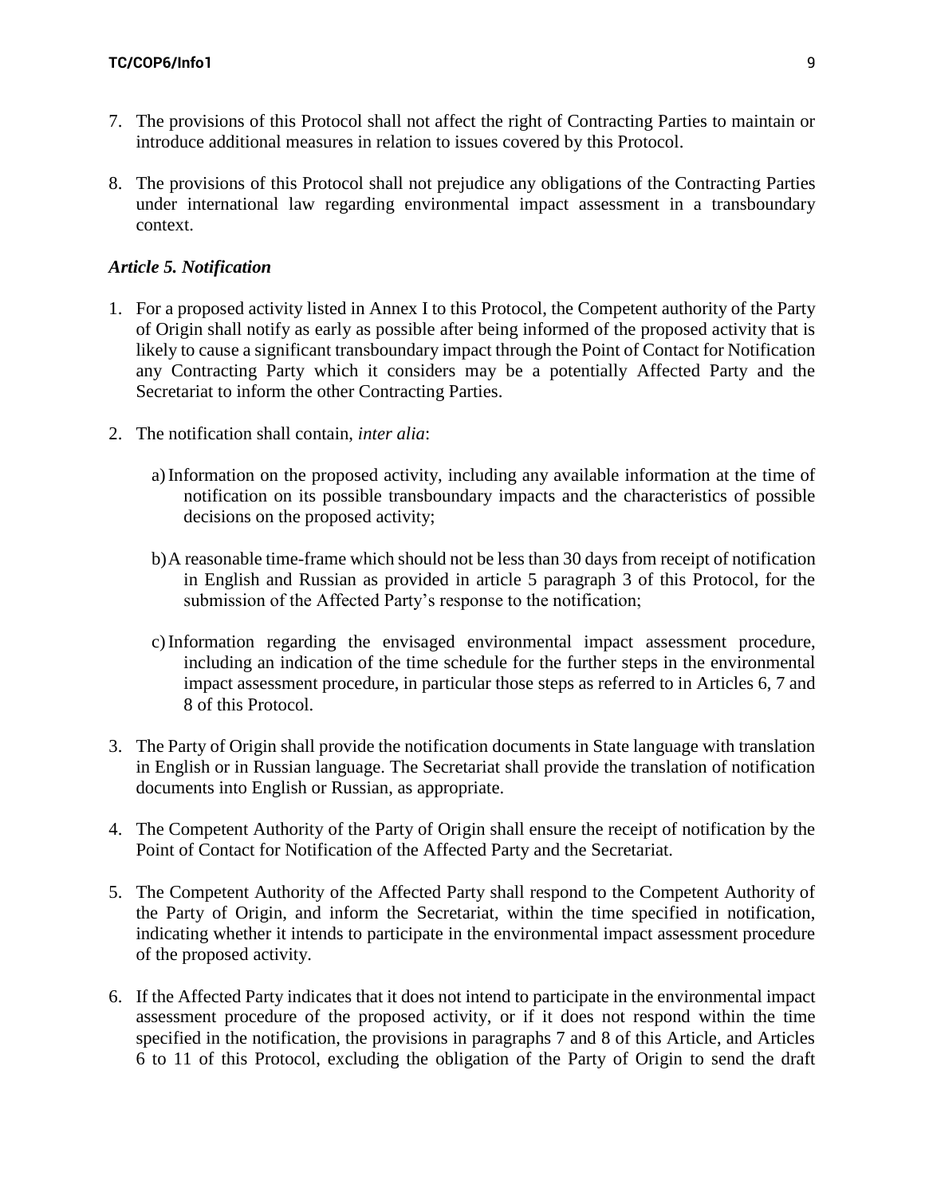7. The provisions of this Protocol shall not affect the right of Contracting Parties to maintain or introduce additional measures in relation to issues covered by this Protocol.

8. The provisions of this Protocol shall not prejudice any obligations of the Contracting Parties under international law regarding environmental impact assessment in a transboundary context.

### *Article 5. Notification*

1. For a proposed activity listed in Annex I to this Protocol, the Competent authority of the Party of Origin shall notify as early as possible after being informed of the proposed activity that is likely to cause a significant transboundary impact through the Point of Contact for Notification any Contracting Party which it considers may be a potentially Affected Party and the Secretariat to inform the other Contracting Parties.

2. The notification shall contain, *inter alia*:

   a) Information on the proposed activity, including any available information at the time of notification on its possible transboundary impacts and the characteristics of possible decisions on the proposed activity;

   b) A reasonable time-frame which should not be less than 30 days from receipt of notification in English and Russian as provided in article 5 paragraph 3 of this Protocol, for the submission of the Affected Party's response to the notification;

   c) Information regarding the envisaged environmental impact assessment procedure, including an indication of the time schedule for the further steps in the environmental impact assessment procedure, in particular those steps as referred to in Articles 6, 7 and 8 of this Protocol.

3. The Party of Origin shall provide the notification documents in State language with translation in English or in Russian language. The Secretariat shall provide the translation of notification documents into English or Russian, as appropriate.

4. The Competent Authority of the Party of Origin shall ensure the receipt of notification by the Point of Contact for Notification of the Affected Party and the Secretariat.

5. The Competent Authority of the Affected Party shall respond to the Competent Authority of the Party of Origin, and inform the Secretariat, within the time specified in notification, indicating whether it intends to participate in the environmental impact assessment procedure of the proposed activity.

6. If the Affected Party indicates that it does not intend to participate in the environmental impact assessment procedure of the proposed activity, or if it does not respond within the time specified in the notification, the provisions in paragraphs 7 and 8 of this Article, and Articles 6 to 11 of this Protocol, excluding the obligation of the Party of Origin to send the draft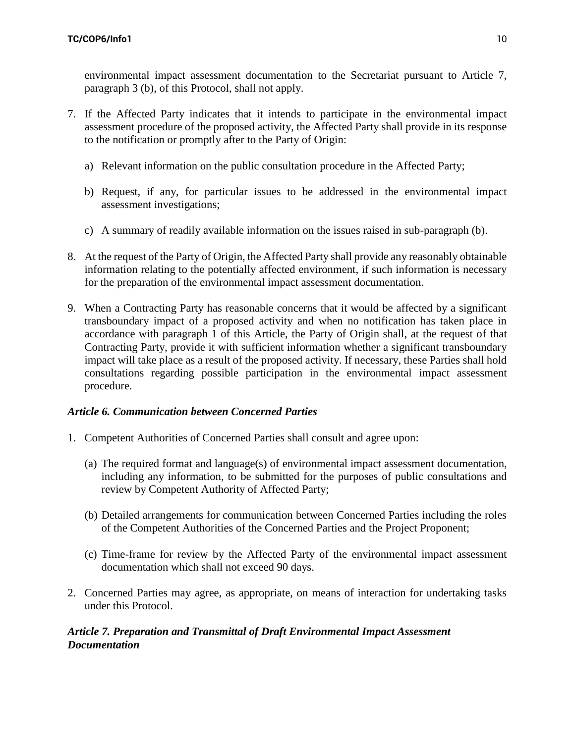environmental impact assessment documentation to the Secretariat pursuant to Article 7, paragraph 3 (b), of this Protocol, shall not apply.

7. If the Affected Party indicates that it intends to participate in the environmental impact assessment procedure of the proposed activity, the Affected Party shall provide in its response to the notification or promptly after to the Party of Origin:

   a) Relevant information on the public consultation procedure in the Affected Party;

   b) Request, if any, for particular issues to be addressed in the environmental impact assessment investigations;

   c) A summary of readily available information on the issues raised in sub-paragraph (b).

8. At the request of the Party of Origin, the Affected Party shall provide any reasonably obtainable information relating to the potentially affected environment, if such information is necessary for the preparation of the environmental impact assessment documentation.

9. When a Contracting Party has reasonable concerns that it would be affected by a significant transboundary impact of a proposed activity and when no notification has taken place in accordance with paragraph 1 of this Article, the Party of Origin shall, at the request of that Contracting Party, provide it with sufficient information whether a significant transboundary impact will take place as a result of the proposed activity. If necessary, these Parties shall hold consultations regarding possible participation in the environmental impact assessment procedure.

### *Article 6. Communication between Concerned Parties*

1. Competent Authorities of Concerned Parties shall consult and agree upon:

   (a) The required format and language(s) of environmental impact assessment documentation, including any information, to be submitted for the purposes of public consultations and review by Competent Authority of Affected Party;

   (b) Detailed arrangements for communication between Concerned Parties including the roles of the Competent Authorities of the Concerned Parties and the Project Proponent;

   (c) Time-frame for review by the Affected Party of the environmental impact assessment documentation which shall not exceed 90 days.

2. Concerned Parties may agree, as appropriate, on means of interaction for undertaking tasks under this Protocol.

### *Article 7. Preparation and Transmittal of Draft Environmental Impact Assessment Documentation*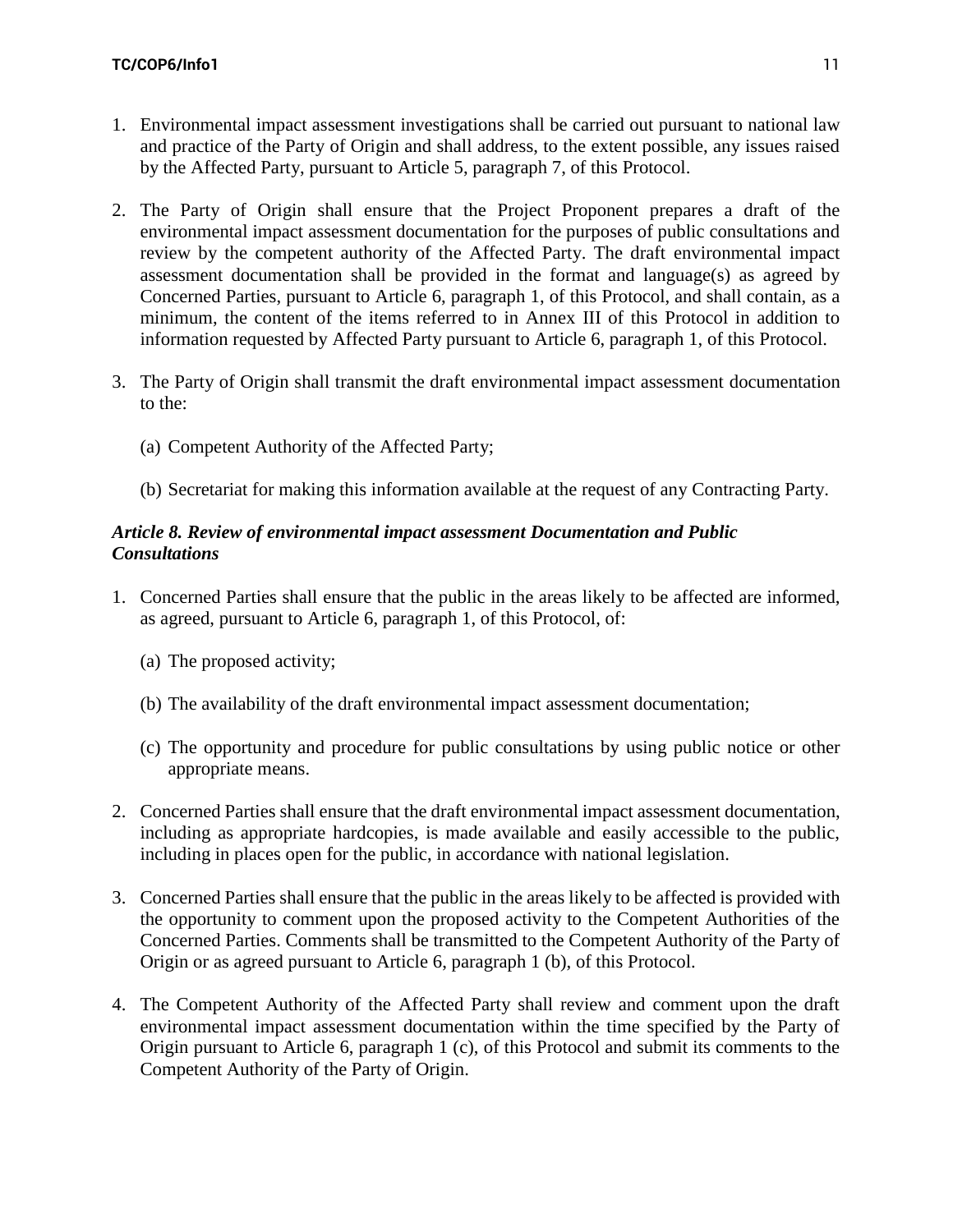1. Environmental impact assessment investigations shall be carried out pursuant to national law and practice of the Party of Origin and shall address, to the extent possible, any issues raised by the Affected Party, pursuant to Article 5, paragraph 7, of this Protocol.

2. The Party of Origin shall ensure that the Project Proponent prepares a draft of the environmental impact assessment documentation for the purposes of public consultations and review by the competent authority of the Affected Party. The draft environmental impact assessment documentation shall be provided in the format and language(s) as agreed by Concerned Parties, pursuant to Article 6, paragraph 1, of this Protocol, and shall contain, as a minimum, the content of the items referred to in Annex III of this Protocol in addition to information requested by Affected Party pursuant to Article 6, paragraph 1, of this Protocol.

3. The Party of Origin shall transmit the draft environmental impact assessment documentation to the:

   (a) Competent Authority of the Affected Party;

   (b) Secretariat for making this information available at the request of any Contracting Party.

### *Article 8. Review of environmental impact assessment Documentation and Public Consultations*

1. Concerned Parties shall ensure that the public in the areas likely to be affected are informed, as agreed, pursuant to Article 6, paragraph 1, of this Protocol, of:

   (a) The proposed activity;

   (b) The availability of the draft environmental impact assessment documentation;

   (c) The opportunity and procedure for public consultations by using public notice or other appropriate means.

2. Concerned Parties shall ensure that the draft environmental impact assessment documentation, including as appropriate hardcopies, is made available and easily accessible to the public, including in places open for the public, in accordance with national legislation.

3. Concerned Parties shall ensure that the public in the areas likely to be affected is provided with the opportunity to comment upon the proposed activity to the Competent Authorities of the Concerned Parties. Comments shall be transmitted to the Competent Authority of the Party of Origin or as agreed pursuant to Article 6, paragraph 1 (b), of this Protocol.

4. The Competent Authority of the Affected Party shall review and comment upon the draft environmental impact assessment documentation within the time specified by the Party of Origin pursuant to Article 6, paragraph 1 (c), of this Protocol and submit its comments to the Competent Authority of the Party of Origin.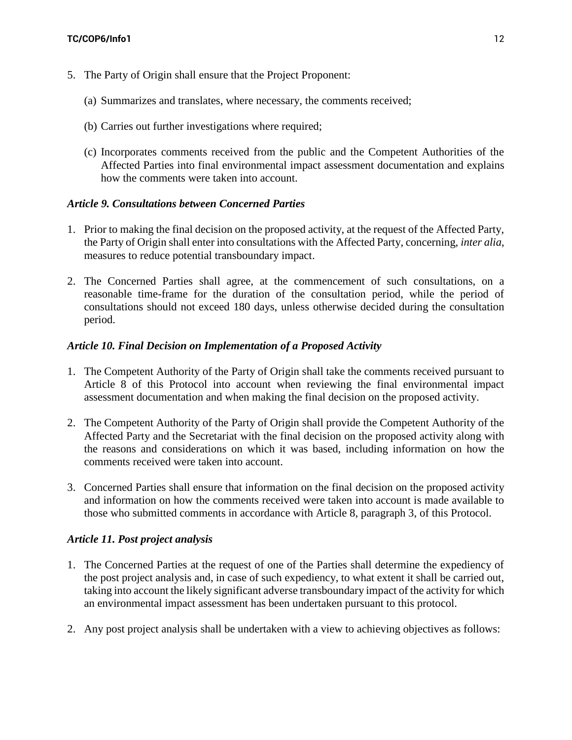5. The Party of Origin shall ensure that the Project Proponent:

   (a) Summarizes and translates, where necessary, the comments received;

   (b) Carries out further investigations where required;

   (c) Incorporates comments received from the public and the Competent Authorities of the Affected Parties into final environmental impact assessment documentation and explains how the comments were taken into account.

### *Article 9. Consultations between Concerned Parties*

1. Prior to making the final decision on the proposed activity, at the request of the Affected Party, the Party of Origin shall enter into consultations with the Affected Party, concerning, *inter alia*, measures to reduce potential transboundary impact.

2. The Concerned Parties shall agree, at the commencement of such consultations, on a reasonable time-frame for the duration of the consultation period, while the period of consultations should not exceed 180 days, unless otherwise decided during the consultation period.

### *Article 10. Final Decision on Implementation of a Proposed Activity*

1. The Competent Authority of the Party of Origin shall take the comments received pursuant to Article 8 of this Protocol into account when reviewing the final environmental impact assessment documentation and when making the final decision on the proposed activity.

2. The Competent Authority of the Party of Origin shall provide the Competent Authority of the Affected Party and the Secretariat with the final decision on the proposed activity along with the reasons and considerations on which it was based, including information on how the comments received were taken into account.

3. Concerned Parties shall ensure that information on the final decision on the proposed activity and information on how the comments received were taken into account is made available to those who submitted comments in accordance with Article 8, paragraph 3, of this Protocol.

### *Article 11. Post project analysis*

1. The Concerned Parties at the request of one of the Parties shall determine the expediency of the post project analysis and, in case of such expediency, to what extent it shall be carried out, taking into account the likely significant adverse transboundary impact of the activity for which an environmental impact assessment has been undertaken pursuant to this protocol.

2. Any post project analysis shall be undertaken with a view to achieving objectives as follows: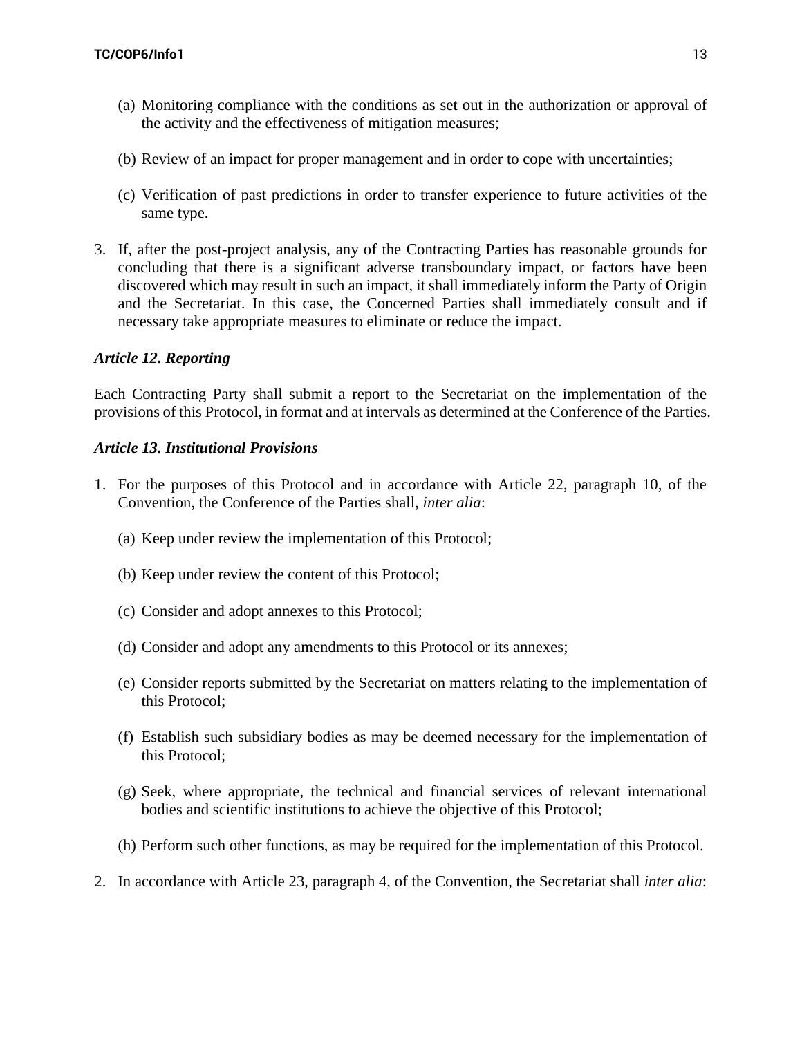(a) Monitoring compliance with the conditions as set out in the authorization or approval of the activity and the effectiveness of mitigation measures;

(b) Review of an impact for proper management and in order to cope with uncertainties;

(c) Verification of past predictions in order to transfer experience to future activities of the same type.

3. If, after the post-project analysis, any of the Contracting Parties has reasonable grounds for concluding that there is a significant adverse transboundary impact, or factors have been discovered which may result in such an impact, it shall immediately inform the Party of Origin and the Secretariat. In this case, the Concerned Parties shall immediately consult and if necessary take appropriate measures to eliminate or reduce the impact.

***Article 12. Reporting***

Each Contracting Party shall submit a report to the Secretariat on the implementation of the provisions of this Protocol, in format and at intervals as determined at the Conference of the Parties.

***Article 13. Institutional Provisions***

1. For the purposes of this Protocol and in accordance with Article 22, paragraph 10, of the Convention, the Conference of the Parties shall, *inter alia*:

   (a) Keep under review the implementation of this Protocol;

   (b) Keep under review the content of this Protocol;

   (c) Consider and adopt annexes to this Protocol;

   (d) Consider and adopt any amendments to this Protocol or its annexes;

   (e) Consider reports submitted by the Secretariat on matters relating to the implementation of this Protocol;

   (f) Establish such subsidiary bodies as may be deemed necessary for the implementation of this Protocol;

   (g) Seek, where appropriate, the technical and financial services of relevant international bodies and scientific institutions to achieve the objective of this Protocol;

   (h) Perform such other functions, as may be required for the implementation of this Protocol.

2. In accordance with Article 23, paragraph 4, of the Convention, the Secretariat shall *inter alia*: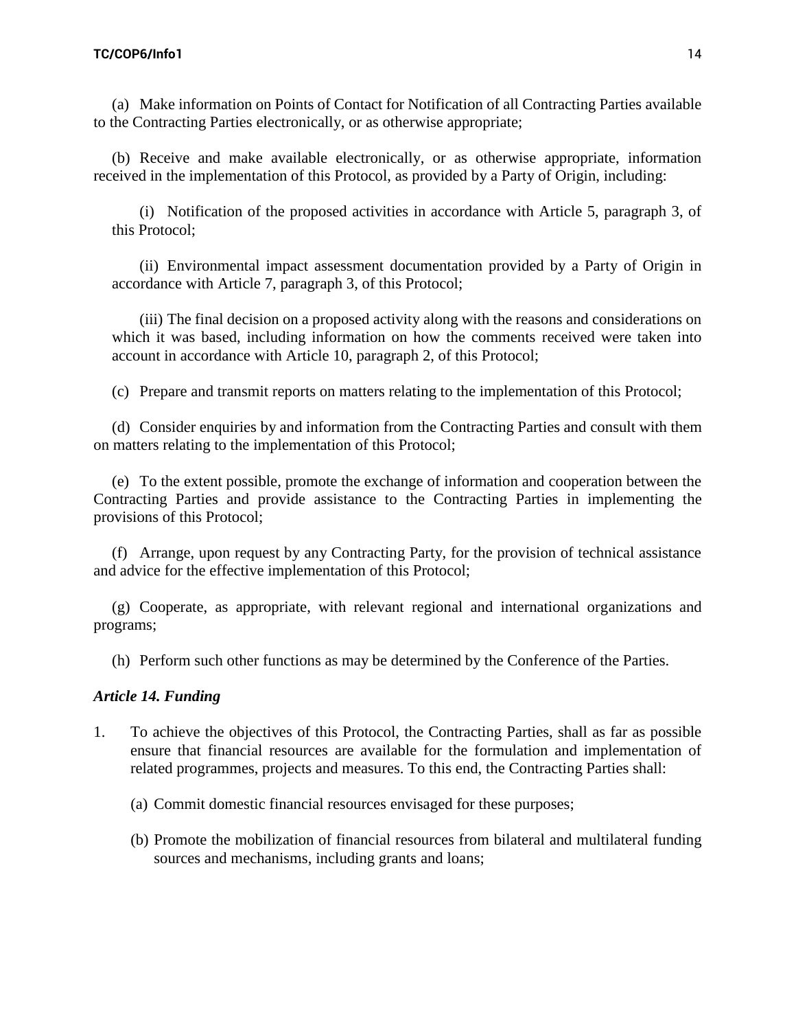(a) Make information on Points of Contact for Notification of all Contracting Parties available to the Contracting Parties electronically, or as otherwise appropriate;

(b) Receive and make available electronically, or as otherwise appropriate, information received in the implementation of this Protocol, as provided by a Party of Origin, including:

(i) Notification of the proposed activities in accordance with Article 5, paragraph 3, of this Protocol;

(ii) Environmental impact assessment documentation provided by a Party of Origin in accordance with Article 7, paragraph 3, of this Protocol;

(iii) The final decision on a proposed activity along with the reasons and considerations on which it was based, including information on how the comments received were taken into account in accordance with Article 10, paragraph 2, of this Protocol;

(c) Prepare and transmit reports on matters relating to the implementation of this Protocol;

(d) Consider enquiries by and information from the Contracting Parties and consult with them on matters relating to the implementation of this Protocol;

(e) To the extent possible, promote the exchange of information and cooperation between the Contracting Parties and provide assistance to the Contracting Parties in implementing the provisions of this Protocol;

(f) Arrange, upon request by any Contracting Party, for the provision of technical assistance and advice for the effective implementation of this Protocol;

(g) Cooperate, as appropriate, with relevant regional and international organizations and programs;

(h) Perform such other functions as may be determined by the Conference of the Parties.

***Article 14. Funding***

1. To achieve the objectives of this Protocol, the Contracting Parties, shall as far as possible ensure that financial resources are available for the formulation and implementation of related programmes, projects and measures. To this end, the Contracting Parties shall:

   (a) Commit domestic financial resources envisaged for these purposes;

   (b) Promote the mobilization of financial resources from bilateral and multilateral funding sources and mechanisms, including grants and loans;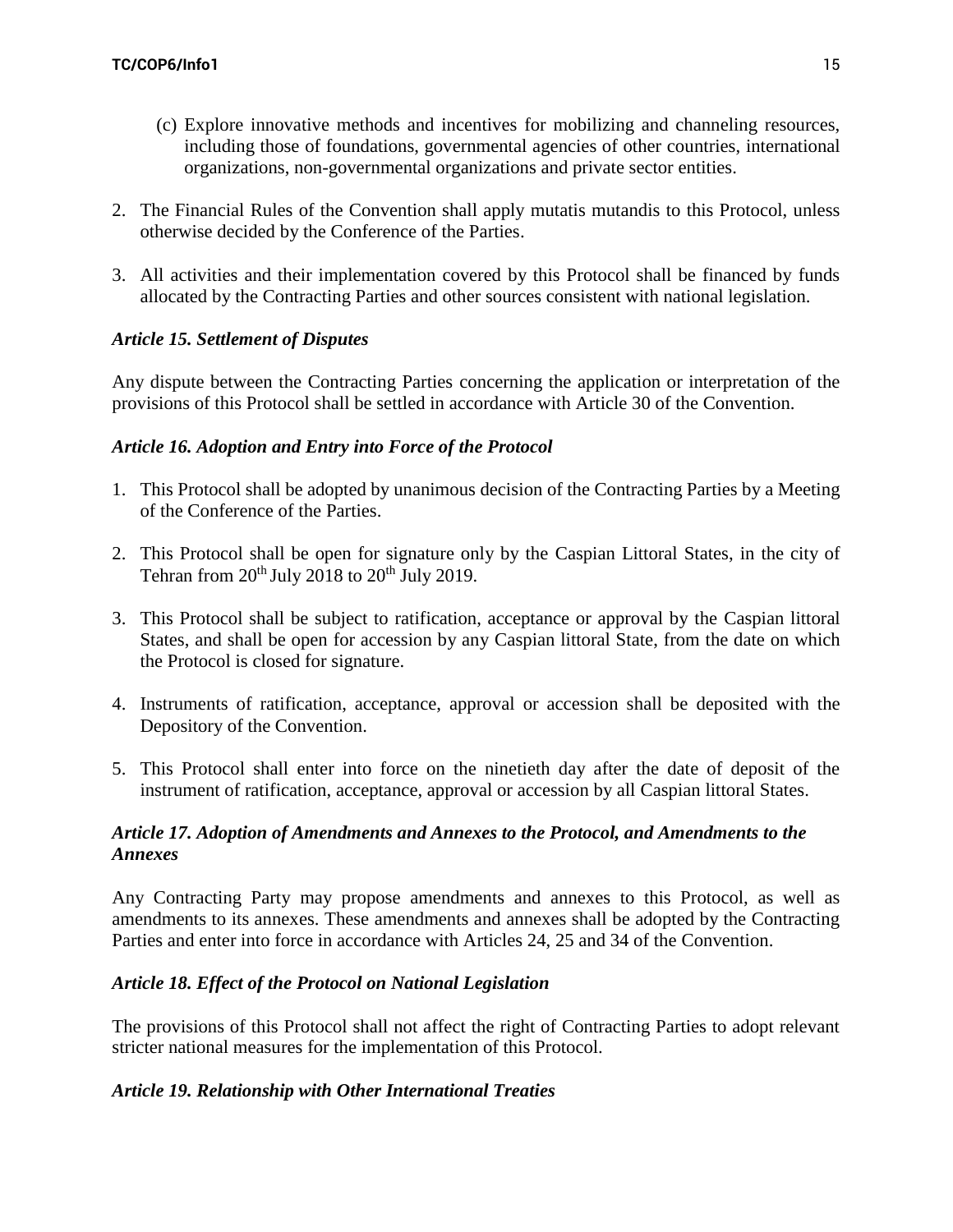(c) Explore innovative methods and incentives for mobilizing and channeling resources, including those of foundations, governmental agencies of other countries, international organizations, non-governmental organizations and private sector entities.

2. The Financial Rules of the Convention shall apply mutatis mutandis to this Protocol, unless otherwise decided by the Conference of the Parties.

3. All activities and their implementation covered by this Protocol shall be financed by funds allocated by the Contracting Parties and other sources consistent with national legislation.

***Article 15. Settlement of Disputes***

Any dispute between the Contracting Parties concerning the application or interpretation of the provisions of this Protocol shall be settled in accordance with Article 30 of the Convention.

***Article 16. Adoption and Entry into Force of the Protocol***

1. This Protocol shall be adopted by unanimous decision of the Contracting Parties by a Meeting of the Conference of the Parties.

2. This Protocol shall be open for signature only by the Caspian Littoral States, in the city of Tehran from 20th July 2018 to 20th July 2019.

3. This Protocol shall be subject to ratification, acceptance or approval by the Caspian littoral States, and shall be open for accession by any Caspian littoral State, from the date on which the Protocol is closed for signature.

4. Instruments of ratification, acceptance, approval or accession shall be deposited with the Depository of the Convention.

5. This Protocol shall enter into force on the ninetieth day after the date of deposit of the instrument of ratification, acceptance, approval or accession by all Caspian littoral States.

***Article 17. Adoption of Amendments and Annexes to the Protocol, and Amendments to the Annexes***

Any Contracting Party may propose amendments and annexes to this Protocol, as well as amendments to its annexes. These amendments and annexes shall be adopted by the Contracting Parties and enter into force in accordance with Articles 24, 25 and 34 of the Convention.

***Article 18. Effect of the Protocol on National Legislation***

The provisions of this Protocol shall not affect the right of Contracting Parties to adopt relevant stricter national measures for the implementation of this Protocol.

***Article 19. Relationship with Other International Treaties***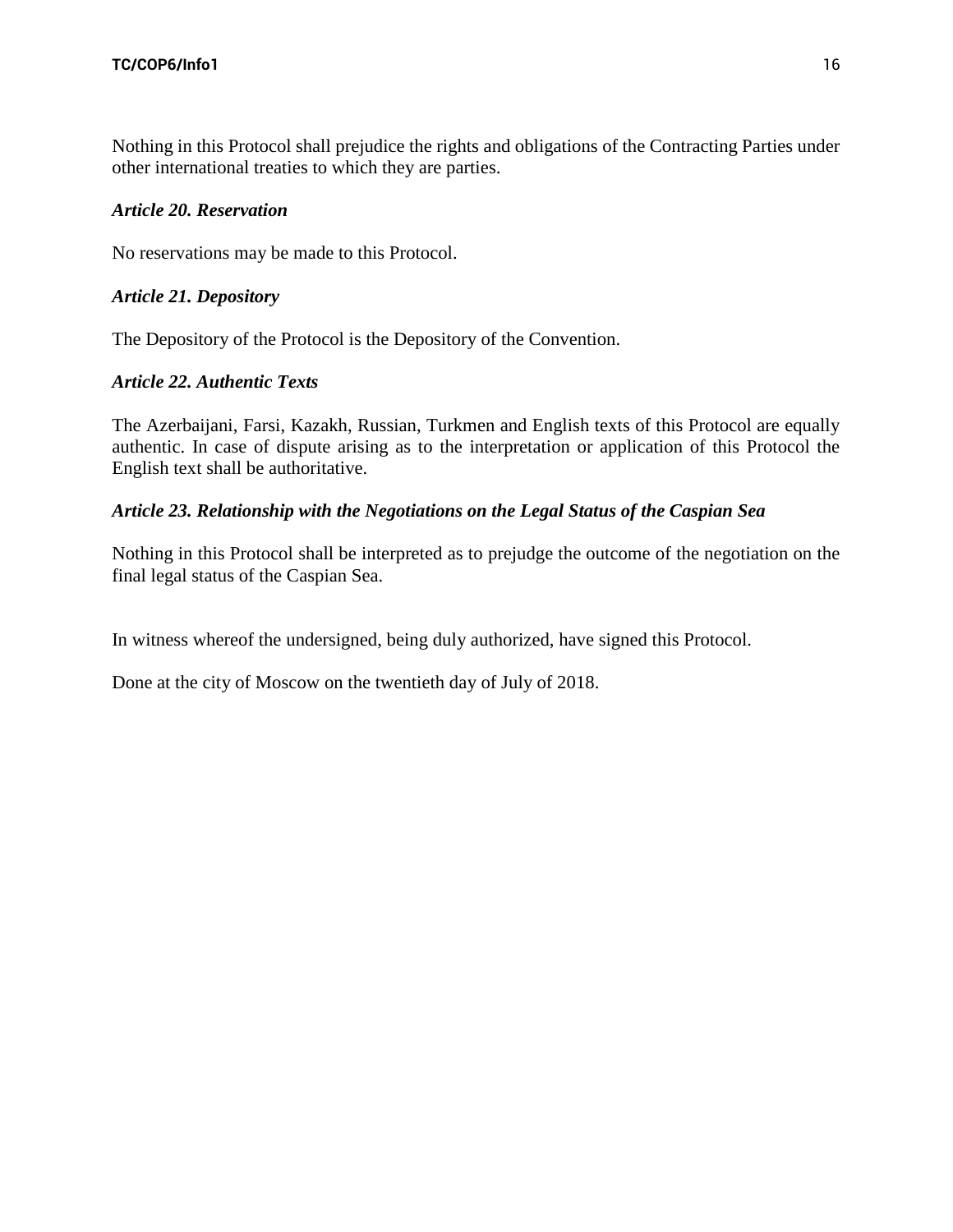Nothing in this Protocol shall prejudice the rights and obligations of the Contracting Parties under other international treaties to which they are parties.

### *Article 20. Reservation*

No reservations may be made to this Protocol.

### *Article 21. Depository*

The Depository of the Protocol is the Depository of the Convention.

### *Article 22. Authentic Texts*

The Azerbaijani, Farsi, Kazakh, Russian, Turkmen and English texts of this Protocol are equally authentic. In case of dispute arising as to the interpretation or application of this Protocol the English text shall be authoritative.

### *Article 23. Relationship with the Negotiations on the Legal Status of the Caspian Sea*

Nothing in this Protocol shall be interpreted as to prejudge the outcome of the negotiation on the final legal status of the Caspian Sea.

In witness whereof the undersigned, being duly authorized, have signed this Protocol.

Done at the city of Moscow on the twentieth day of July of 2018.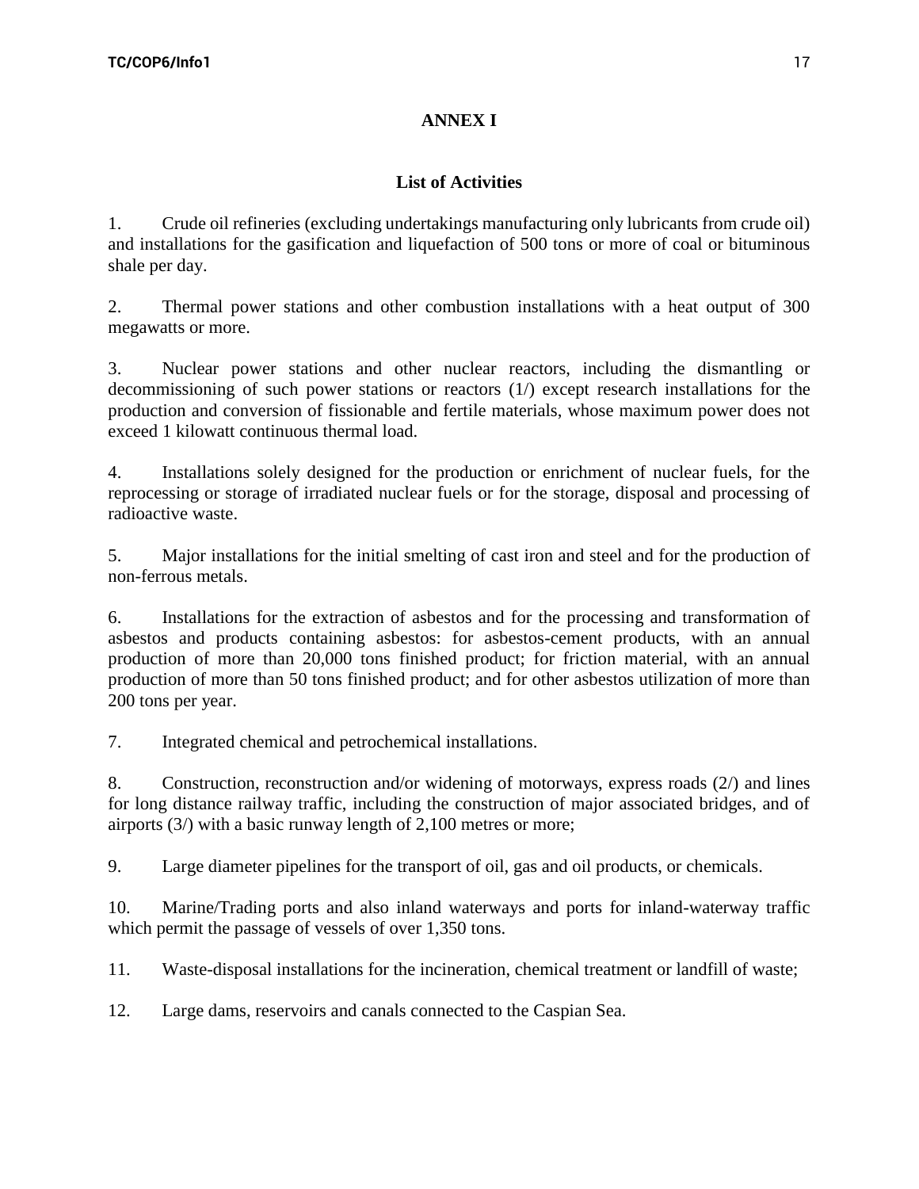# ANNEX I

## List of Activities

1. Crude oil refineries (excluding undertakings manufacturing only lubricants from crude oil) and installations for the gasification and liquefaction of 500 tons or more of coal or bituminous shale per day.

2. Thermal power stations and other combustion installations with a heat output of 300 megawatts or more.

3. Nuclear power stations and other nuclear reactors, including the dismantling or decommissioning of such power stations or reactors (1/) except research installations for the production and conversion of fissionable and fertile materials, whose maximum power does not exceed 1 kilowatt continuous thermal load.

4. Installations solely designed for the production or enrichment of nuclear fuels, for the reprocessing or storage of irradiated nuclear fuels or for the storage, disposal and processing of radioactive waste.

5. Major installations for the initial smelting of cast iron and steel and for the production of non-ferrous metals.

6. Installations for the extraction of asbestos and for the processing and transformation of asbestos and products containing asbestos: for asbestos-cement products, with an annual production of more than 20,000 tons finished product; for friction material, with an annual production of more than 50 tons finished product; and for other asbestos utilization of more than 200 tons per year.

7. Integrated chemical and petrochemical installations.

8. Construction, reconstruction and/or widening of motorways, express roads (2/) and lines for long distance railway traffic, including the construction of major associated bridges, and of airports (3/) with a basic runway length of 2,100 metres or more;

9. Large diameter pipelines for the transport of oil, gas and oil products, or chemicals.

10. Marine/Trading ports and also inland waterways and ports for inland-waterway traffic which permit the passage of vessels of over 1,350 tons.

11. Waste-disposal installations for the incineration, chemical treatment or landfill of waste;

12. Large dams, reservoirs and canals connected to the Caspian Sea.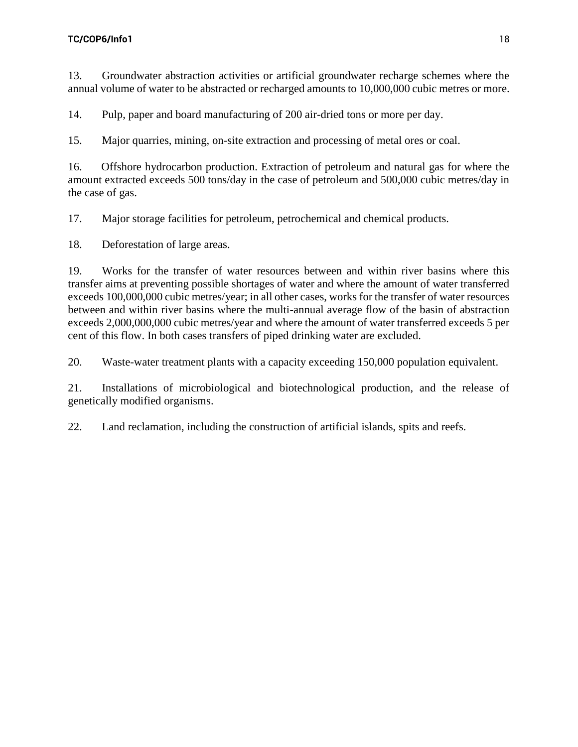13. Groundwater abstraction activities or artificial groundwater recharge schemes where the annual volume of water to be abstracted or recharged amounts to 10,000,000 cubic metres or more.

14. Pulp, paper and board manufacturing of 200 air-dried tons or more per day.

15. Major quarries, mining, on-site extraction and processing of metal ores or coal.

16. Offshore hydrocarbon production. Extraction of petroleum and natural gas for where the amount extracted exceeds 500 tons/day in the case of petroleum and 500,000 cubic metres/day in the case of gas.

17. Major storage facilities for petroleum, petrochemical and chemical products.

18. Deforestation of large areas.

19. Works for the transfer of water resources between and within river basins where this transfer aims at preventing possible shortages of water and where the amount of water transferred exceeds 100,000,000 cubic metres/year; in all other cases, works for the transfer of water resources between and within river basins where the multi-annual average flow of the basin of abstraction exceeds 2,000,000,000 cubic metres/year and where the amount of water transferred exceeds 5 per cent of this flow. In both cases transfers of piped drinking water are excluded.

20. Waste-water treatment plants with a capacity exceeding 150,000 population equivalent.

21. Installations of microbiological and biotechnological production, and the release of genetically modified organisms.

22. Land reclamation, including the construction of artificial islands, spits and reefs.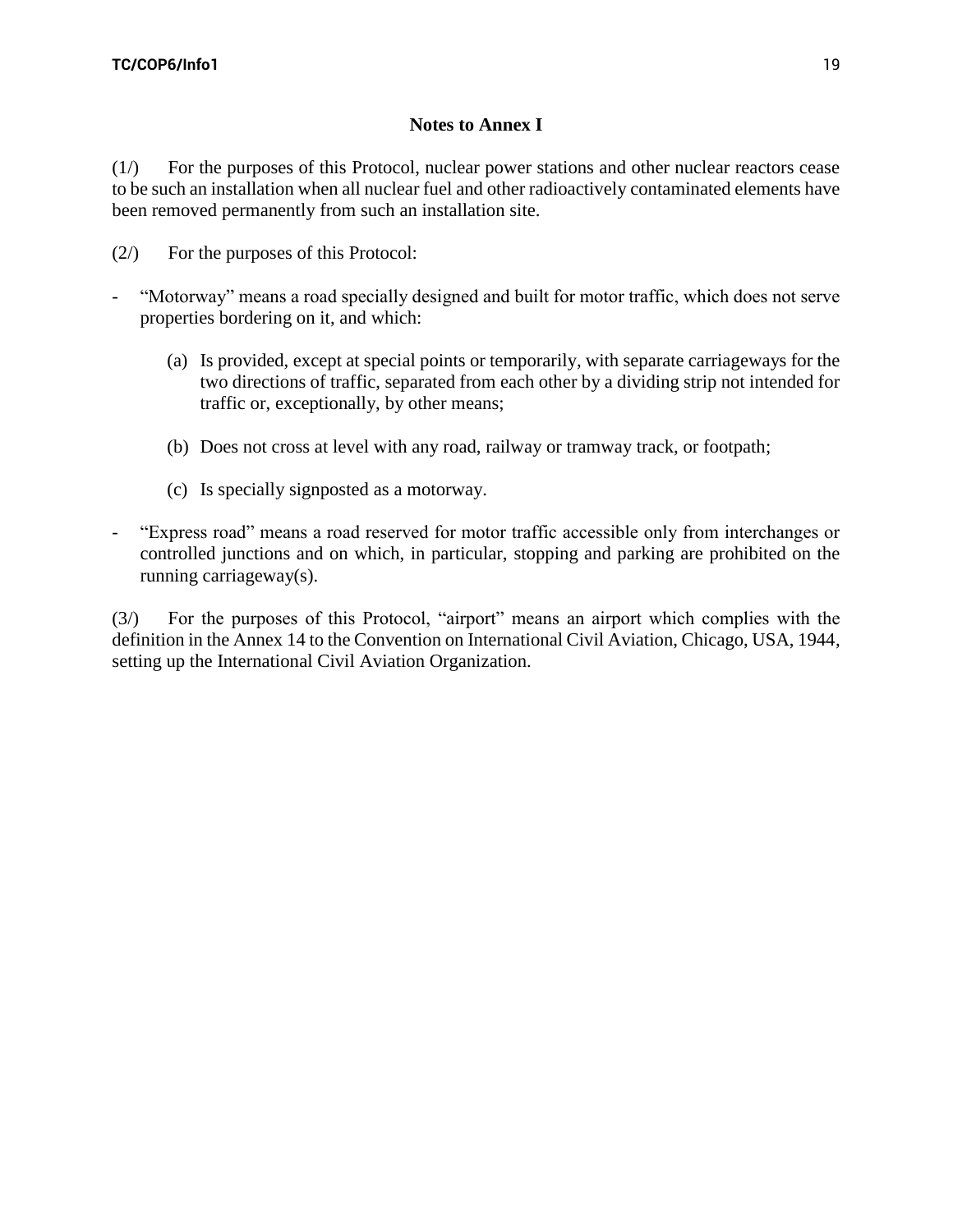## Notes to Annex I

(1/) For the purposes of this Protocol, nuclear power stations and other nuclear reactors cease to be such an installation when all nuclear fuel and other radioactively contaminated elements have been removed permanently from such an installation site.

(2/) For the purposes of this Protocol:

- "Motorway" means a road specially designed and built for motor traffic, which does not serve properties bordering on it, and which:

  (a) Is provided, except at special points or temporarily, with separate carriageways for the two directions of traffic, separated from each other by a dividing strip not intended for traffic or, exceptionally, by other means;

  (b) Does not cross at level with any road, railway or tramway track, or footpath;

  (c) Is specially signposted as a motorway.

- "Express road" means a road reserved for motor traffic accessible only from interchanges or controlled junctions and on which, in particular, stopping and parking are prohibited on the running carriageway(s).

(3/) For the purposes of this Protocol, "airport" means an airport which complies with the definition in the Annex 14 to the Convention on International Civil Aviation, Chicago, USA, 1944, setting up the International Civil Aviation Organization.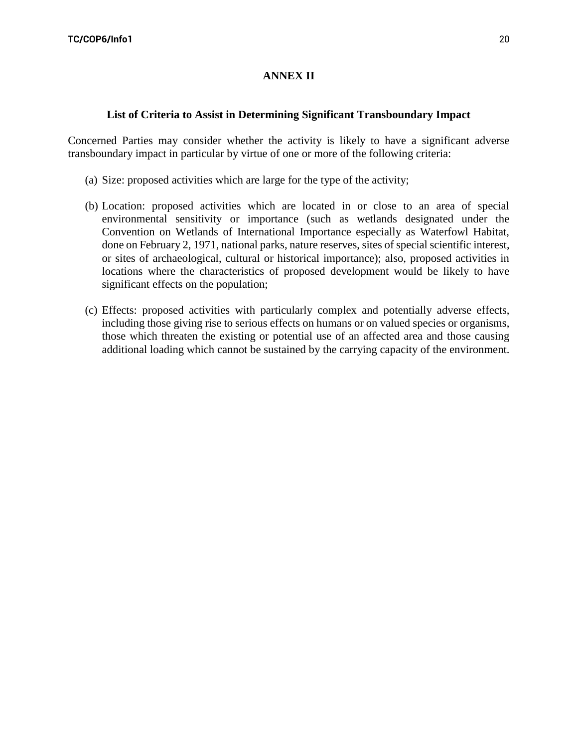## ANNEX II

### List of Criteria to Assist in Determining Significant Transboundary Impact

Concerned Parties may consider whether the activity is likely to have a significant adverse transboundary impact in particular by virtue of one or more of the following criteria:

(a) Size: proposed activities which are large for the type of the activity;

(b) Location: proposed activities which are located in or close to an area of special environmental sensitivity or importance (such as wetlands designated under the Convention on Wetlands of International Importance especially as Waterfowl Habitat, done on February 2, 1971, national parks, nature reserves, sites of special scientific interest, or sites of archaeological, cultural or historical importance); also, proposed activities in locations where the characteristics of proposed development would be likely to have significant effects on the population;

(c) Effects: proposed activities with particularly complex and potentially adverse effects, including those giving rise to serious effects on humans or on valued species or organisms, those which threaten the existing or potential use of an affected area and those causing additional loading which cannot be sustained by the carrying capacity of the environment.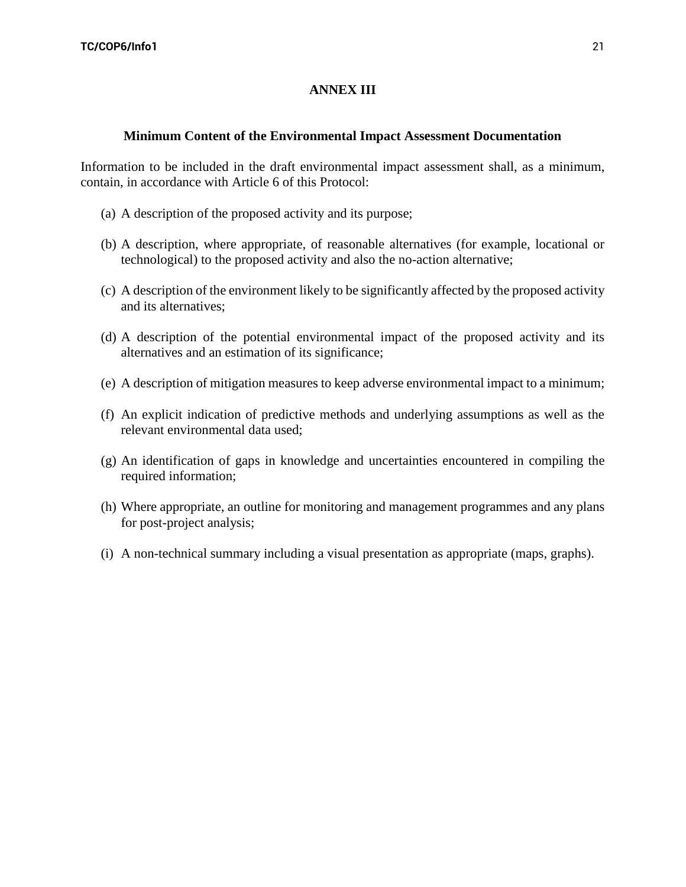# ANNEX III

## Minimum Content of the Environmental Impact Assessment Documentation

Information to be included in the draft environmental impact assessment shall, as a minimum, contain, in accordance with Article 6 of this Protocol:

(a) A description of the proposed activity and its purpose;

(b) A description, where appropriate, of reasonable alternatives (for example, locational or technological) to the proposed activity and also the no-action alternative;

(c) A description of the environment likely to be significantly affected by the proposed activity and its alternatives;

(d) A description of the potential environmental impact of the proposed activity and its alternatives and an estimation of its significance;

(e) A description of mitigation measures to keep adverse environmental impact to a minimum;

(f) An explicit indication of predictive methods and underlying assumptions as well as the relevant environmental data used;

(g) An identification of gaps in knowledge and uncertainties encountered in compiling the required information;

(h) Where appropriate, an outline for monitoring and management programmes and any plans for post-project analysis;

(i) A non-technical summary including a visual presentation as appropriate (maps, graphs).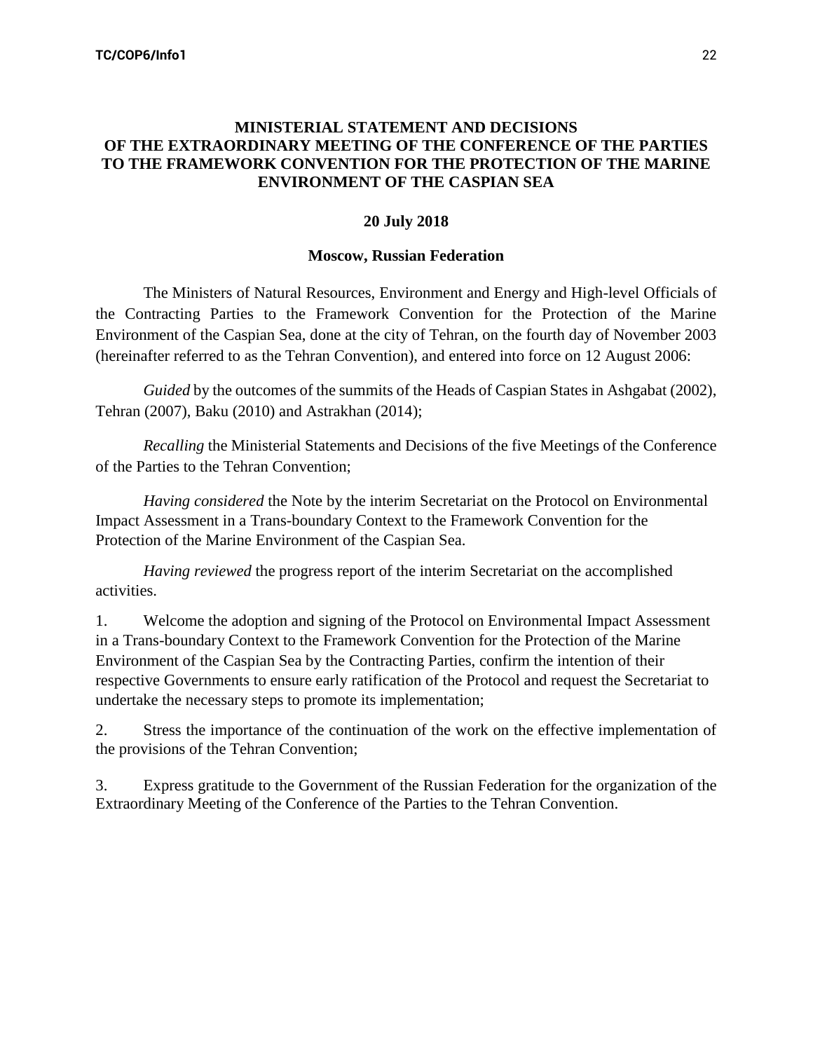**MINISTERIAL STATEMENT AND DECISIONS OF THE EXTRAORDINARY MEETING OF THE CONFERENCE OF THE PARTIES TO THE FRAMEWORK CONVENTION FOR THE PROTECTION OF THE MARINE ENVIRONMENT OF THE CASPIAN SEA**

**20 July 2018**

**Moscow, Russian Federation**

The Ministers of Natural Resources, Environment and Energy and High-level Officials of the Contracting Parties to the Framework Convention for the Protection of the Marine Environment of the Caspian Sea, done at the city of Tehran, on the fourth day of November 2003 (hereinafter referred to as the Tehran Convention), and entered into force on 12 August 2006:

*Guided* by the outcomes of the summits of the Heads of Caspian States in Ashgabat (2002), Tehran (2007), Baku (2010) and Astrakhan (2014);

*Recalling* the Ministerial Statements and Decisions of the five Meetings of the Conference of the Parties to the Tehran Convention;

*Having considered* the Note by the interim Secretariat on the Protocol on Environmental Impact Assessment in a Trans-boundary Context to the Framework Convention for the Protection of the Marine Environment of the Caspian Sea.

*Having reviewed* the progress report of the interim Secretariat on the accomplished activities.

1. Welcome the adoption and signing of the Protocol on Environmental Impact Assessment in a Trans-boundary Context to the Framework Convention for the Protection of the Marine Environment of the Caspian Sea by the Contracting Parties, confirm the intention of their respective Governments to ensure early ratification of the Protocol and request the Secretariat to undertake the necessary steps to promote its implementation;

2. Stress the importance of the continuation of the work on the effective implementation of the provisions of the Tehran Convention;

3. Express gratitude to the Government of the Russian Federation for the organization of the Extraordinary Meeting of the Conference of the Parties to the Tehran Convention.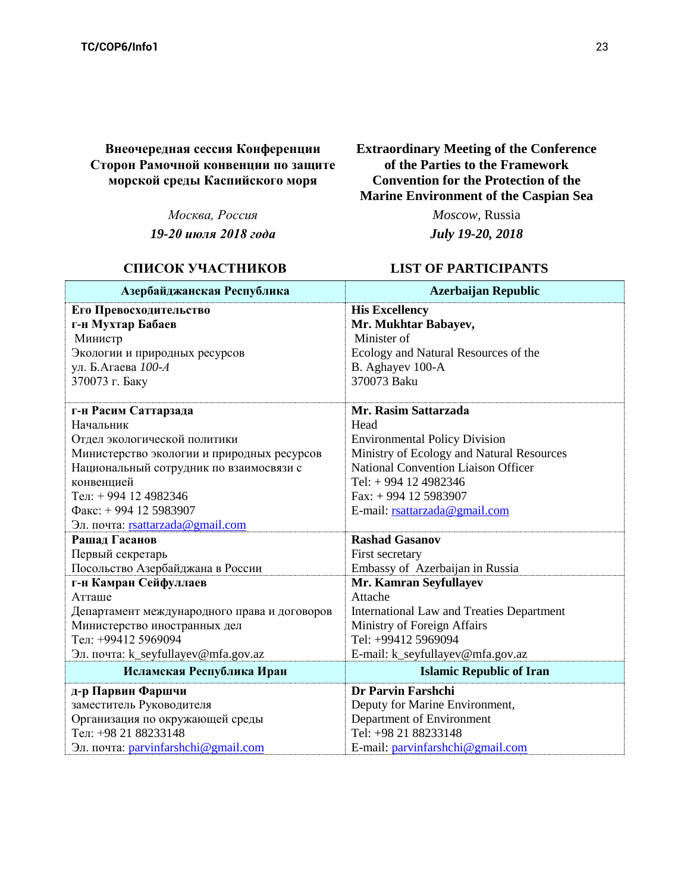**Внеочередная сессия Конференции Сторон Рамочной конвенции по защите морской среды Каспийского моря**

*Москва, Россия*

***19-20 июля 2018 года***

**Extraordinary Meeting of the Conference of the Parties to the Framework Convention for the Protection of the Marine Environment of the Caspian Sea**

*Moscow,* Russia

***July 19-20, 2018***

## СПИСОК УЧАСТНИКОВ / LIST OF PARTICIPANTS

| **Азербайджанская Республика** | **Azerbaijan Republic** |
|---|---|
| **Его Превосходительство**<br>**г-н Мухтар Бабаев**<br>Министр<br>Экологии и природных ресурсов<br>ул. Б.Агаева *100-А*<br>370073 г. Баку | **His Excellency**<br>**Mr. Mukhtar Babayev,**<br>Minister of<br>Ecology and Natural Resources of the<br>B. Aghayev 100-A<br>370073 Baku |
| **г-н Расим Саттарзада**<br>Начальник<br>Отдел экологической политики<br>Министерство экологии и природных ресурсов<br>Национальный сотрудник по взаимосвязи с конвенцией<br>Тел: + 994 12 4982346<br>Факс: + 994 12 5983907<br>Эл. почта: rsattarzada@gmail.com | **Mr. Rasim Sattarzada**<br>Head<br>Environmental Policy Division<br>Ministry of Ecology and Natural Resources<br>National Convention Liaison Officer<br>Tel: + 994 12 4982346<br>Fax: + 994 12 5983907<br>E-mail: rsattarzada@gmail.com |
| **Рашад Гасанов**<br>Первый секретарь<br>Посольство Азербайджана в России | **Rashad Gasanov**<br>First secretary<br>Embassy of Azerbaijan in Russia |
| **г-н Камран Сейфуллаев**<br>Атташе<br>Департамент международного права и договоров<br>Министерство иностранных дел<br>Тел: +99412 5969094<br>Эл. почта: k_seyfullayev@mfa.gov.az | **Mr. Kamran Seyfullayev**<br>Attache<br>International Law and Treaties Department<br>Ministry of Foreign Affairs<br>Tel: +99412 5969094<br>E-mail: k_seyfullayev@mfa.gov.az |
| **Исламская Республика Иран** | **Islamic Republic of Iran** |
| **д-р Парвин Фаршчи**<br>заместитель Руководителя<br>Организация по окружающей среды<br>Тел: +98 21 88233148<br>Эл. почта: parvinfarshchi@gmail.com | **Dr Parvin Farshchi**<br>Deputy for Marine Environment,<br>Department of Environment<br>Tel: +98 21 88233148<br>E-mail: parvinfarshchi@gmail.com |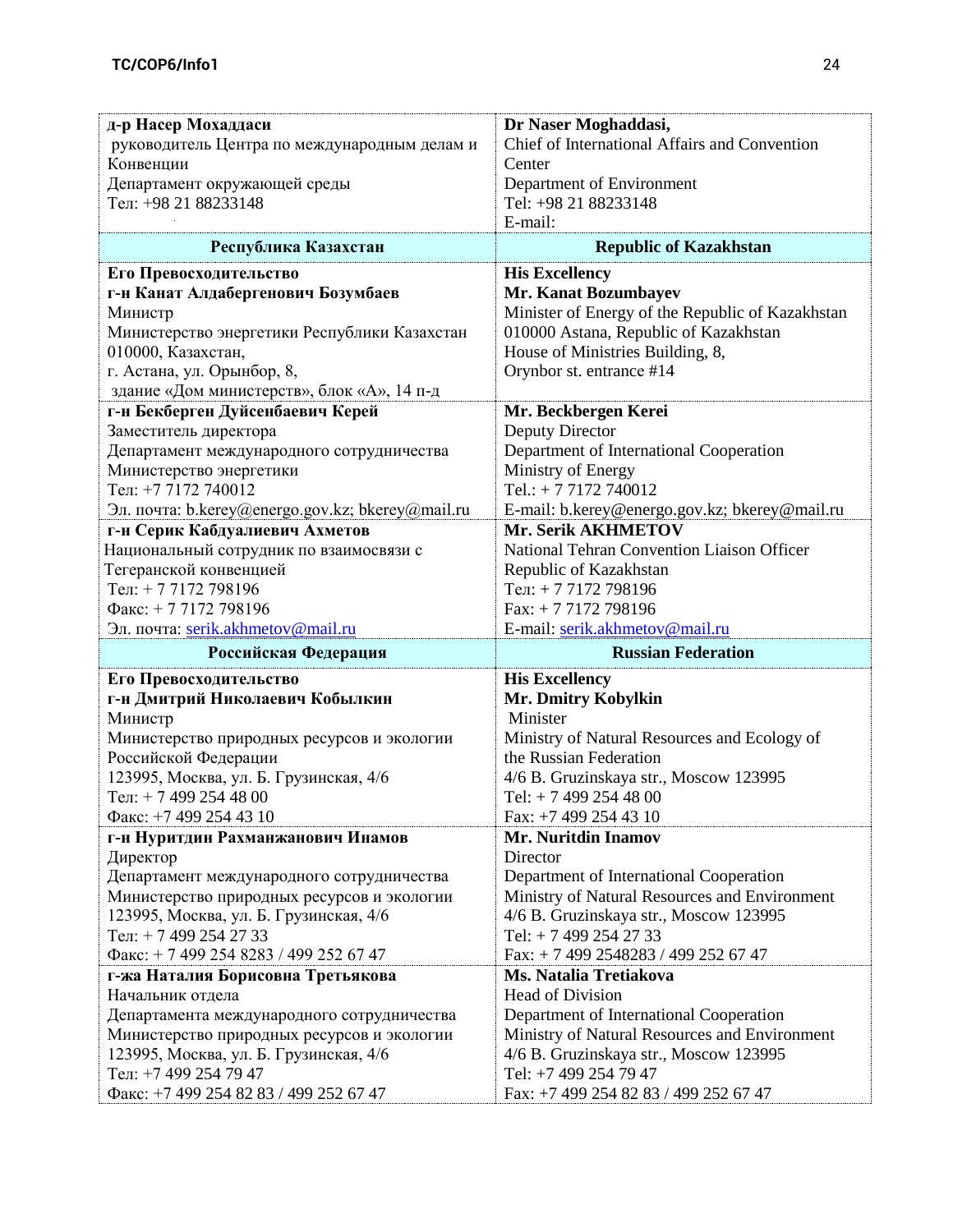| д-р Насер Мохаддаси<br>руководитель Центра по международным делам и Конвенции<br>Департамент окружающей среды<br>Тел: +98 21 88233148 | **Dr Naser Moghaddasi,**<br>Chief of International Affairs and Convention Center<br>Department of Environment<br>Tel: +98 21 88233148<br>E-mail: |
|---|---|
| **Республика Казахстан** | **Republic of Kazakhstan** |
| **Его Превосходительство**<br>**г-н Канат Алдабергенович Бозумбаев**<br>Министр<br>Министерство энергетики Республики Казахстан<br>010000, Казахстан,<br>г. Астана, ул. Орынбор, 8,<br>здание «Дом министерств», блок «А», 14 п-д | **His Excellency**<br>**Mr. Kanat Bozumbayev**<br>Minister of Energy of the Republic of Kazakhstan<br>010000 Astana, Republic of Kazakhstan<br>House of Ministries Building, 8,<br>Orynbor st. entrance #14 |
| **г-н Бекберген Дуйсенбаевич Керей**<br>Заместитель директора<br>Департамент международного сотрудничества<br>Министерство энергетики<br>Тел: +7 7172 740012<br>Эл. почта: b.kerey@energo.gov.kz; bkerey@mail.ru | **Mr. Beckbergen Kerei**<br>Deputy Director<br>Department of International Cooperation<br>Ministry of Energy<br>Tel.: + 7 7172 740012<br>E-mail: b.kerey@energo.gov.kz; bkerey@mail.ru |
| **г-н Серик Кабдуалиевич Ахметов**<br>Национальный сотрудник по взаимосвязи с Тегеранской конвенцией<br>Тел: + 7 7172 798196<br>Факс: + 7 7172 798196<br>Эл. почта: serik.akhmetov@mail.ru | **Mr. Serik AKHMETOV**<br>National Tehran Convention Liaison Officer<br>Republic of Kazakhstan<br>Тел: + 7 7172 798196<br>Fax: + 7 7172 798196<br>E-mail: serik.akhmetov@mail.ru |
| **Российская Федерация** | **Russian Federation** |
| **Его Превосходительство**<br>**г-н Дмитрий Николаевич Кобылкин**<br>Министр<br>Министерство природных ресурсов и экологии Российской Федерации<br>123995, Москва, ул. Б. Грузинская, 4/6<br>Тел: + 7 499 254 48 00<br>Факс: +7 499 254 43 10 | **His Excellency**<br>**Mr. Dmitry Kobylkin**<br>Minister<br>Ministry of Natural Resources and Ecology of the Russian Federation<br>4/6 B. Gruzinskaya str., Moscow 123995<br>Tel: + 7 499 254 48 00<br>Fax: +7 499 254 43 10 |
| **г-н Нуритдин Рахманжанович Инамов**<br>Директор<br>Департамент международного сотрудничества<br>Министерство природных ресурсов и экологии<br>123995, Москва, ул. Б. Грузинская, 4/6<br>Тел: + 7 499 254 27 33<br>Факс: + 7 499 254 8283 / 499 252 67 47 | **Mr. Nuritdin Inamov**<br>Director<br>Department of International Cooperation<br>Ministry of Natural Resources and Environment<br>4/6 B. Gruzinskaya str., Moscow 123995<br>Tel: + 7 499 254 27 33<br>Fax: + 7 499 2548283 / 499 252 67 47 |
| **г-жа Наталия Борисовна Третьякова**<br>Начальник отдела<br>Департамента международного сотрудничества<br>Министерство природных ресурсов и экологии<br>123995, Москва, ул. Б. Грузинская, 4/6<br>Тел: +7 499 254 79 47<br>Факс: +7 499 254 82 83 / 499 252 67 47 | **Ms. Natalia Tretiakova**<br>Head of Division<br>Department of International Cooperation<br>Ministry of Natural Resources and Environment<br>4/6 B. Gruzinskaya str., Moscow 123995<br>Tel: +7 499 254 79 47<br>Fax: +7 499 254 82 83 / 499 252 67 47 |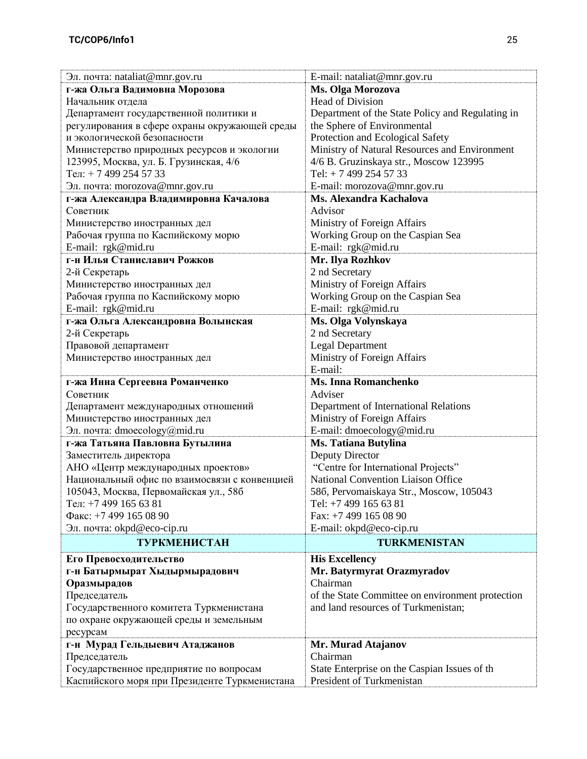| Эл. почта: nataliat@mnr.gov.ru | E-mail: nataliat@mnr.gov.ru |
|---|---|
| **г-жа Ольга Вадимовна Морозова**<br>Начальник отдела<br>Департамент государственной политики и регулирования в сфере охраны окружающей среды и экологической безопасности<br>Министерство природных ресурсов и экологии<br>123995, Москва, ул. Б. Грузинская, 4/6<br>Тел: + 7 499 254 57 33<br>Эл. почта: morozova@mnr.gov.ru | **Ms. Olga Morozova**<br>Head of Division<br>Department of the State Policy and Regulating in the Sphere of Environmental Protection and Ecological Safety<br>Ministry of Natural Resources and Environment<br>4/6 B. Gruzinskaya str., Moscow 123995<br>Tel: + 7 499 254 57 33<br>E-mail: morozova@mnr.gov.ru |
| **г-жа Александра Владимировна Качалова**<br>Советник<br>Министерство иностранных дел<br>Рабочая группа по Каспийскому морю<br>E-mail: rgk@mid.ru | **Ms. Alexandra Kachalova**<br>Advisor<br>Ministry of Foreign Affairs<br>Working Group on the Caspian Sea<br>E-mail: rgk@mid.ru |
| **г-н Илья Станиславич Рожков**<br>2-й Секретарь<br>Министерство иностранных дел<br>Рабочая группа по Каспийскому морю<br>E-mail: rgk@mid.ru | **Mr. Ilya Rozhkov**<br>2 nd Secretary<br>Ministry of Foreign Affairs<br>Working Group on the Caspian Sea<br>E-mail: rgk@mid.ru |
| **г-жа Ольга Александровна Волынская**<br>2-й Секретарь<br>Правовой департамент<br>Министерство иностранных дел | **Ms. Olga Volynskaya**<br>2 nd Secretary<br>Legal Department<br>Ministry of Foreign Affairs<br>E-mail: |
| **г-жа Инна Сергеевна Романченко**<br>Советник<br>Департамент международных отношений<br>Министерство иностранных дел<br>Эл. почта: dmoecology@mid.ru | **Ms. Inna Romanchenko**<br>Adviser<br>Department of International Relations<br>Ministry of Foreign Affairs<br>E-mail: dmoecology@mid.ru |
| **г-жа Татьяна Павловна Бутылина**<br>Заместитель директора<br>АНО «Центр международных проектов»<br>Национальный офис по взаимосвязи с конвенцией<br>105043, Москва, Первомайская ул., 58б<br>Тел: +7 499 165 63 81<br>Факс: +7 499 165 08 90<br>Эл. почта: okpd@eco-cip.ru | **Ms. Tatiana Butylina**<br>Deputy Director<br>"Centre for International Projects"<br>National Convention Liaison Office<br>58б, Pervomaiskaya Str., Moscow, 105043<br>Tel: +7 499 165 63 81<br>Fax: +7 499 165 08 90<br>E-mail: okpd@eco-cip.ru |
| **ТУРКМЕНИСТАН** | **TURKMENISTAN** |
| **Его Превосходительство**<br>**г-н Батырмырат Хыдырмырадович Оразмырадов**<br>Председатель<br>Государственного комитета Туркменистана по охране окружающей среды и земельным ресурсам | **His Excellency**<br>**Mr. Batyrmyrat Orazmyradov**<br>Chairman<br>of the State Committee on environment protection and land resources of Turkmenistan; |
| **г-н Мурад Гельдыевич Атаджанов**<br>Председатель<br>Государственное предприятие по вопросам Каспийского моря при Президенте Туркменистана | **Mr. Murad Atajanov**<br>Chairman<br>State Enterprise on the Caspian Issues of th President of Turkmenistan |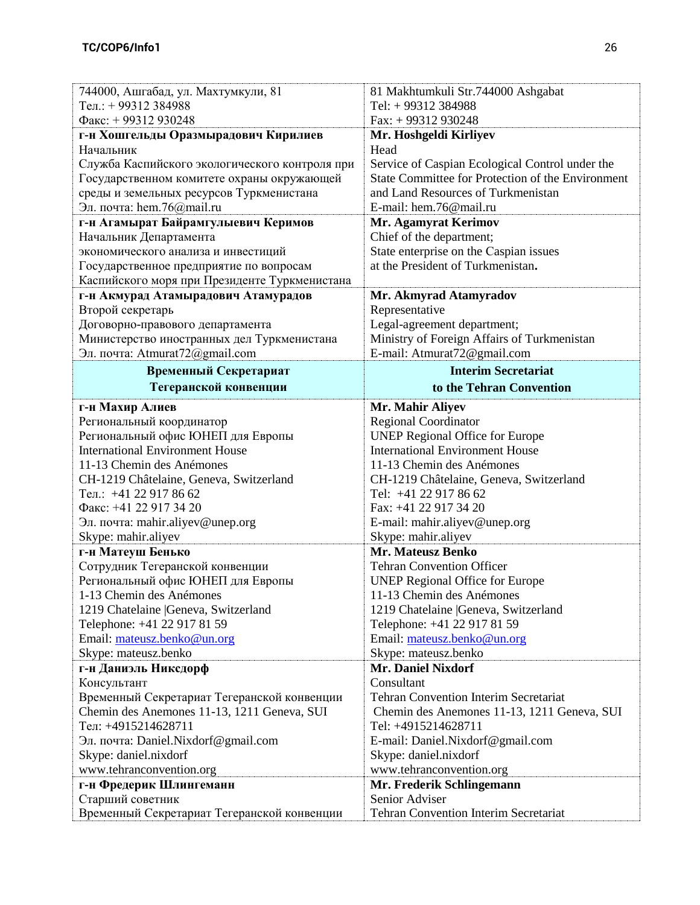| | |
|---|---|
| 744000, Ашгабад, ул. Махтумкули, 81<br>Тел.: + 99312 384988<br>Факс: + 99312 930248 | 81 Makhtumkuli Str.744000 Ashgabat<br>Tel: + 99312 384988<br>Fax: + 99312 930248 |
| **г-н Хошгельды Оразмырадович Кирилиев**<br>Начальник<br>Служба Каспийского экологического контроля при Государственном комитете охраны окружающей среды и земельных ресурсов Туркменистана<br>Эл. почта: hem.76@mail.ru | **Mr. Hoshgeldi Kirliyev**<br>Head<br>Service of Caspian Ecological Control under the State Committee for Protection of the Environment and Land Resources of Turkmenistan<br>E-mail: hem.76@mail.ru |
| **г-н Агамырат Байрамгулыевич Керимов**<br>Начальник Департамента экономического анализа и инвестиций<br>Государственное предприятие по вопросам Каспийского моря при Президенте Туркменистана | **Mr. Agamyrat Kerimov**<br>Chief of the department;<br>State enterprise on the Caspian issues at the President of Turkmenistan**.** |
| **г-н Акмурад Атамырадович Атамурадов**<br>Второй секретарь<br>Договорно-правового департамента<br>Министерство иностранных дел Туркменистана<br>Эл. почта: Atmurat72@gmail.com | **Mr. Akmyrad Atamyradov**<br>Representative<br>Legal-agreement department;<br>Ministry of Foreign Affairs of Turkmenistan<br>E-mail: Atmurat72@gmail.com |
| **Временный Секретариат Тегеранской конвенции** | **Interim Secretariat to the Tehran Convention** |
| **г-н Махир Алиев**<br>Региональный координатор<br>Региональный офис ЮНЕП для Европы<br>International Environment House<br>11-13 Chemin des Anémones<br>CH-1219 Châtelaine, Geneva, Switzerland<br>Тел.: +41 22 917 86 62<br>Факс: +41 22 917 34 20<br>Эл. почта: mahir.aliyev@unep.org<br>Skype: mahir.aliyev | **Mr. Mahir Aliyev**<br>Regional Coordinator<br>UNEP Regional Office for Europe<br>International Environment House<br>11-13 Chemin des Anémones<br>CH-1219 Châtelaine, Geneva, Switzerland<br>Tel: +41 22 917 86 62<br>Fax: +41 22 917 34 20<br>E-mail: mahir.aliyev@unep.org<br>Skype: mahir.aliyev |
| **г-н Матеуш Бенько**<br>Сотрудник Тегеранской конвенции<br>Региональный офис ЮНЕП для Европы<br>1-13 Chemin des Anémones<br>1219 Chatelaine \|Geneva, Switzerland<br>Telephone: +41 22 917 81 59<br>Email: mateusz.benko@un.org<br>Skype: mateusz.benko | **Mr. Mateusz Benko**<br>Tehran Convention Officer<br>UNEP Regional Office for Europe<br>11-13 Chemin des Anémones<br>1219 Chatelaine \|Geneva, Switzerland<br>Telephone: +41 22 917 81 59<br>Email: mateusz.benko@un.org<br>Skype: mateusz.benko |
| **г-н Даниэль Никсдорф**<br>Консультант<br>Временный Секретариат Тегеранской конвенции<br>Chemin des Anemones 11-13, 1211 Geneva, SUI<br>Тел: +4915214628711<br>Эл. почта: Daniel.Nixdorf@gmail.com<br>Skype: daniel.nixdorf<br>www.tehranconvention.org | **Mr. Daniel Nixdorf**<br>Consultant<br>Tehran Convention Interim Secretariat<br>Chemin des Anemones 11-13, 1211 Geneva, SUI<br>Tel: +4915214628711<br>E-mail: Daniel.Nixdorf@gmail.com<br>Skype: daniel.nixdorf<br>www.tehranconvention.org |
| **г-н Фредерик Шлингеманн**<br>Старший советник<br>Временный Секретариат Тегеранской конвенции | **Mr. Frederik Schlingemann**<br>Senior Adviser<br>Tehran Convention Interim Secretariat |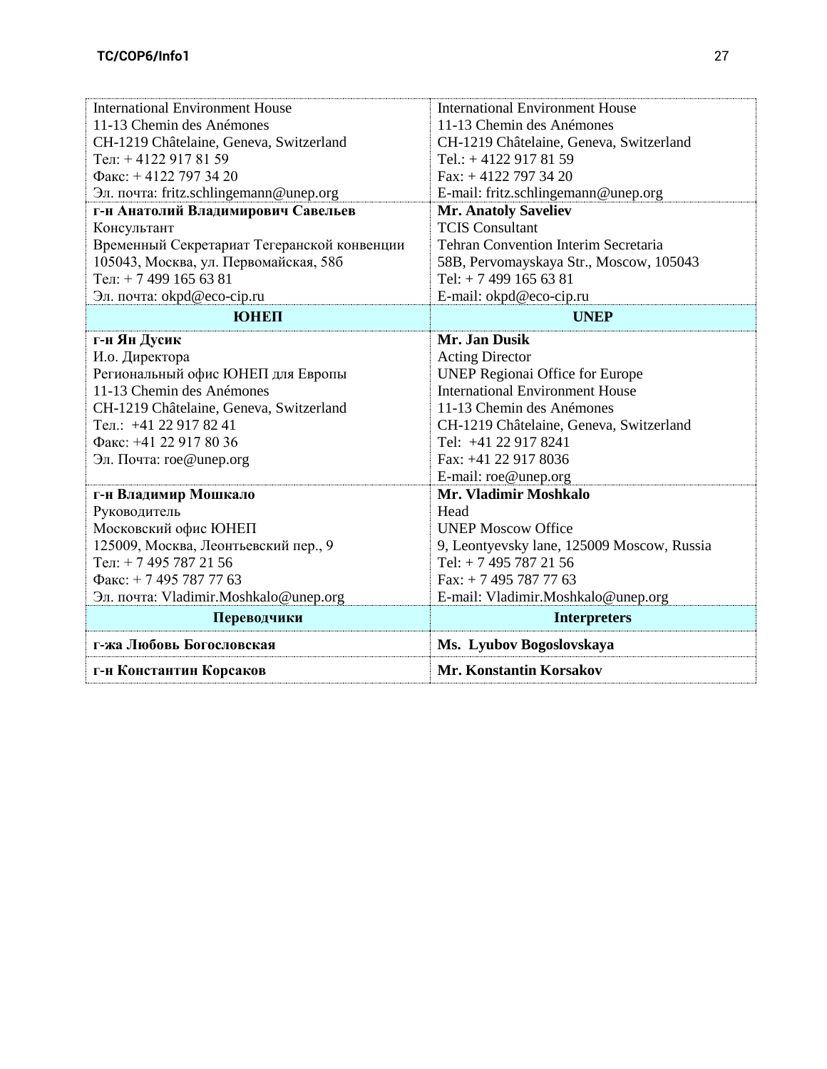| | |
|---|---|
| International Environment House<br>11-13 Chemin des Anémones<br>CH-1219 Châtelaine, Geneva, Switzerland<br>Тел: + 4122 917 81 59<br>Факс: + 4122 797 34 20<br>Эл. почта: fritz.schlingemann@unep.org | International Environment House<br>11-13 Chemin des Anémones<br>CH-1219 Châtelaine, Geneva, Switzerland<br>Tel.: + 4122 917 81 59<br>Fax: + 4122 797 34 20<br>E-mail: fritz.schlingemann@unep.org |
| **г-н Анатолий Владимирович Савельев**<br>Консультант<br>Временный Секретариат Тегеранской конвенции<br>105043, Москва, ул. Первомайская, 58б<br>Тел: + 7 499 165 63 81<br>Эл. почта: okpd@eco-cip.ru | **Mr. Anatoly Saveliev**<br>TCIS Consultant<br>Tehran Convention Interim Secretaria<br>58B, Pervomayskaya Str., Moscow, 105043<br>Tel: + 7 499 165 63 81<br>E-mail: okpd@eco-cip.ru |
| **ЮНЕП** | **UNEP** |
| **г-н Ян Дусик**<br>И.о. Директора<br>Региональный офис ЮНЕП для Европы<br>11-13 Chemin des Anémones<br>CH-1219 Châtelaine, Geneva, Switzerland<br>Тел.: +41 22 917 82 41<br>Факс: +41 22 917 80 36<br>Эл. Почта: roe@unep.org | **Mr. Jan Dusik**<br>Acting Director<br>UNEP Regionai Office for Europe<br>International Environment House<br>11-13 Chemin des Anémones<br>CH-1219 Châtelaine, Geneva, Switzerland<br>Tel: +41 22 917 8241<br>Fax: +41 22 917 8036<br>E-mail: roe@unep.org |
| **г-н Владимир Мошкало**<br>Руководитель<br>Московский офис ЮНЕП<br>125009, Москва, Леонтьевский пер., 9<br>Тел: + 7 495 787 21 56<br>Факс: + 7 495 787 77 63<br>Эл. почта: Vladimir.Moshkalo@unep.org | **Mr. Vladimir Moshkalo**<br>Head<br>UNEP Moscow Office<br>9, Leontyevsky lane, 125009 Moscow, Russia<br>Tel: + 7 495 787 21 56<br>Fax: + 7 495 787 77 63<br>E-mail: Vladimir.Moshkalo@unep.org |
| **Переводчики** | **Interpreters** |
| **г-жа Любовь Богословская** | **Ms. Lyubov Bogoslovskaya** |
| **г-н Константин Корсаков** | **Mr. Konstantin Korsakov** |